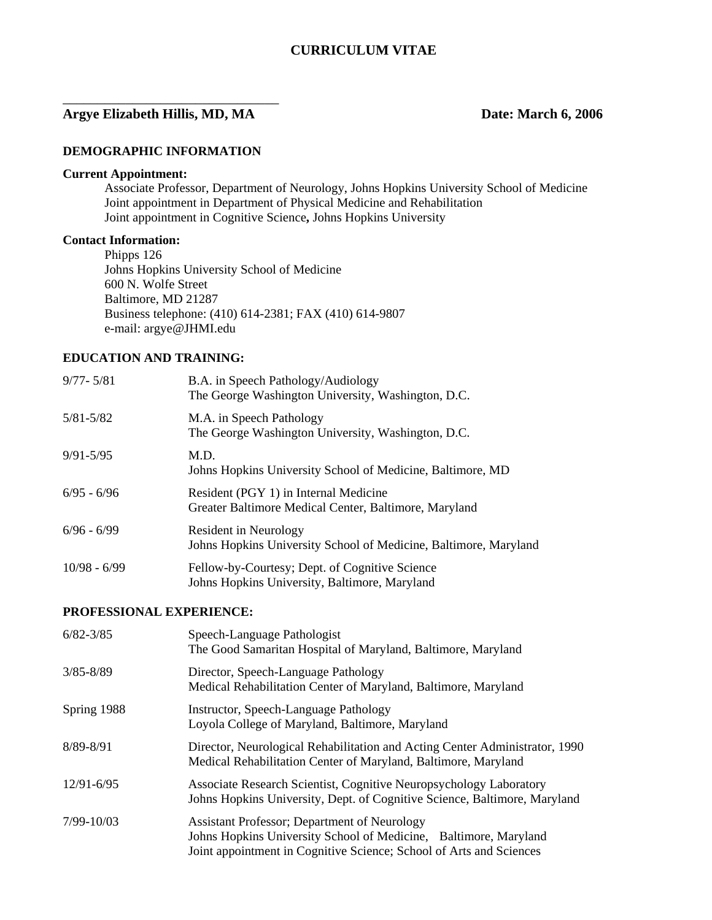# CURRICULUM VITAE

**Argye Elizabeth Hillis, MD, MA** **Date: March 6, 2006**

## DEMOGRAPHIC INFORMATION

**Current Appointment:**

Associate Professor, Department of Neurology, Johns Hopkins University School of Medicine
Joint appointment in Department of Physical Medicine and Rehabilitation
Joint appointment in Cognitive Science**,** Johns Hopkins University

**Contact Information:**

Phipps 126
Johns Hopkins University School of Medicine
600 N. Wolfe Street
Baltimore, MD 21287
Business telephone: (410) 614-2381; FAX (410) 614-9807
e-mail: argye@JHMI.edu

## EDUCATION AND TRAINING:

| | |
|---|---|
| 9/77- 5/81 | B.A. in Speech Pathology/Audiology<br>The George Washington University, Washington, D.C. |
| 5/81-5/82 | M.A. in Speech Pathology<br>The George Washington University, Washington, D.C. |
| 9/91-5/95 | M.D.<br>Johns Hopkins University School of Medicine, Baltimore, MD |
| 6/95 - 6/96 | Resident (PGY 1) in Internal Medicine<br>Greater Baltimore Medical Center, Baltimore, Maryland |
| 6/96 - 6/99 | Resident in Neurology<br>Johns Hopkins University School of Medicine, Baltimore, Maryland |
| 10/98 - 6/99 | Fellow-by-Courtesy; Dept. of Cognitive Science<br>Johns Hopkins University, Baltimore, Maryland |

## PROFESSIONAL EXPERIENCE:

| | |
|---|---|
| 6/82-3/85 | Speech-Language Pathologist<br>The Good Samaritan Hospital of Maryland, Baltimore, Maryland |
| 3/85-8/89 | Director, Speech-Language Pathology<br>Medical Rehabilitation Center of Maryland, Baltimore, Maryland |
| Spring 1988 | Instructor, Speech-Language Pathology<br>Loyola College of Maryland, Baltimore, Maryland |
| 8/89-8/91 | Director, Neurological Rehabilitation and Acting Center Administrator, 1990<br>Medical Rehabilitation Center of Maryland, Baltimore, Maryland |
| 12/91-6/95 | Associate Research Scientist, Cognitive Neuropsychology Laboratory<br>Johns Hopkins University, Dept. of Cognitive Science, Baltimore, Maryland |
| 7/99-10/03 | Assistant Professor; Department of Neurology<br>Johns Hopkins University School of Medicine, Baltimore, Maryland<br>Joint appointment in Cognitive Science; School of Arts and Sciences |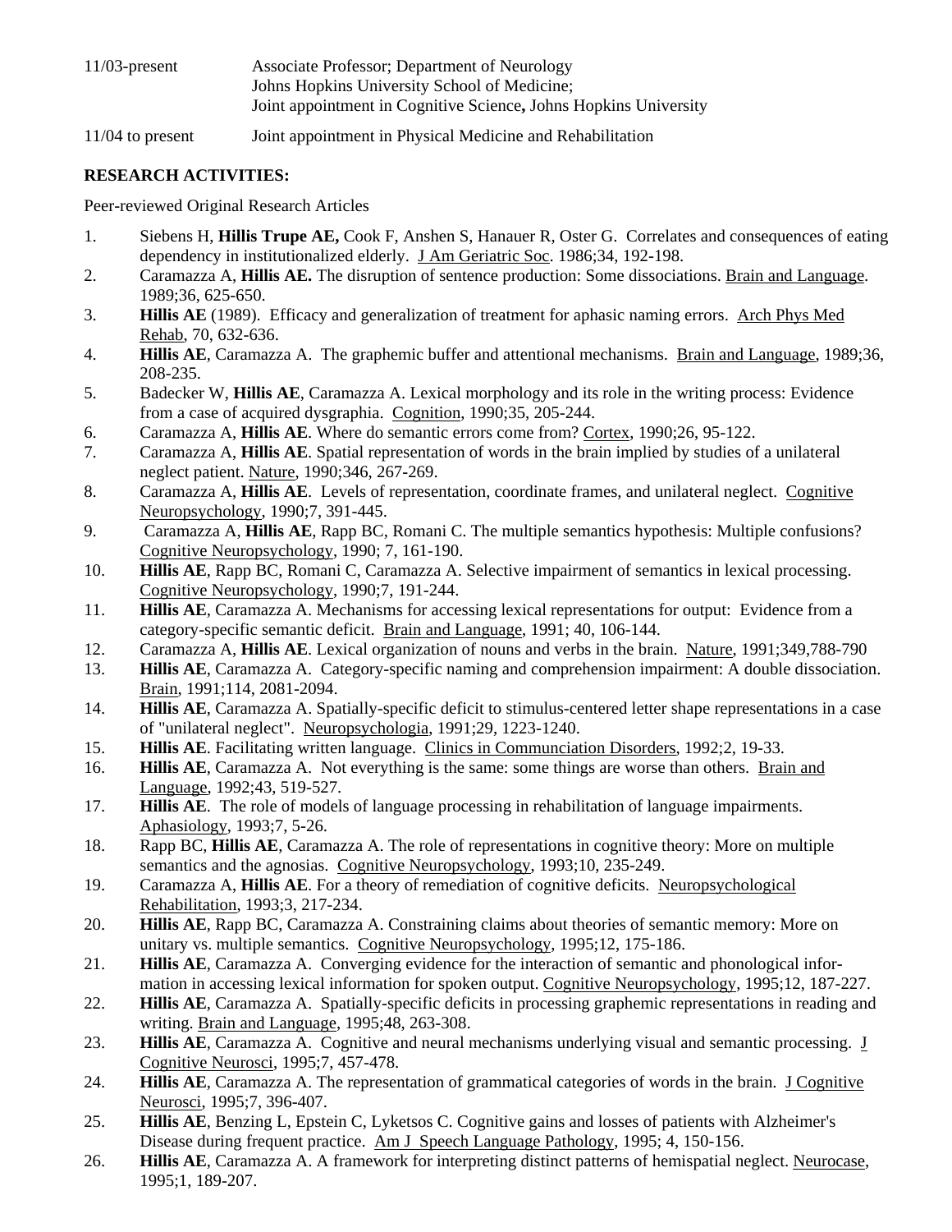11/03-present Associate Professor; Department of Neurology
Johns Hopkins University School of Medicine;
Joint appointment in Cognitive Science**,** Johns Hopkins University

11/04 to present Joint appointment in Physical Medicine and Rehabilitation

**RESEARCH ACTIVITIES:**

Peer-reviewed Original Research Articles

1. Siebens H, **Hillis Trupe AE,** Cook F, Anshen S, Hanauer R, Oster G. Correlates and consequences of eating dependency in institutionalized elderly. J Am Geriatric Soc. 1986;34, 192-198.
2. Caramazza A, **Hillis AE.** The disruption of sentence production: Some dissociations. Brain and Language. 1989;36, 625-650.
3. **Hillis AE** (1989). Efficacy and generalization of treatment for aphasic naming errors. Arch Phys Med Rehab, 70, 632-636.
4. **Hillis AE**, Caramazza A. The graphemic buffer and attentional mechanisms. Brain and Language, 1989;36, 208-235.
5. Badecker W, **Hillis AE**, Caramazza A. Lexical morphology and its role in the writing process: Evidence from a case of acquired dysgraphia. Cognition, 1990;35, 205-244.
6. Caramazza A, **Hillis AE**. Where do semantic errors come from? Cortex, 1990;26, 95-122.
7. Caramazza A, **Hillis AE**. Spatial representation of words in the brain implied by studies of a unilateral neglect patient. Nature, 1990;346, 267-269.
8. Caramazza A, **Hillis AE**. Levels of representation, coordinate frames, and unilateral neglect. Cognitive Neuropsychology, 1990;7, 391-445.
9. Caramazza A, **Hillis AE**, Rapp BC, Romani C. The multiple semantics hypothesis: Multiple confusions? Cognitive Neuropsychology, 1990; 7, 161-190.
10. **Hillis AE**, Rapp BC, Romani C, Caramazza A. Selective impairment of semantics in lexical processing. Cognitive Neuropsychology, 1990;7, 191-244.
11. **Hillis AE**, Caramazza A. Mechanisms for accessing lexical representations for output: Evidence from a category-specific semantic deficit. Brain and Language, 1991; 40, 106-144.
12. Caramazza A, **Hillis AE**. Lexical organization of nouns and verbs in the brain. Nature, 1991;349,788-790
13. **Hillis AE**, Caramazza A. Category-specific naming and comprehension impairment: A double dissociation. Brain, 1991;114, 2081-2094.
14. **Hillis AE**, Caramazza A. Spatially-specific deficit to stimulus-centered letter shape representations in a case of "unilateral neglect". Neuropsychologia, 1991;29, 1223-1240.
15. **Hillis AE**. Facilitating written language. Clinics in Communciation Disorders, 1992;2, 19-33.
16. **Hillis AE**, Caramazza A. Not everything is the same: some things are worse than others. Brain and Language, 1992;43, 519-527.
17. **Hillis AE**. The role of models of language processing in rehabilitation of language impairments. Aphasiology, 1993;7, 5-26.
18. Rapp BC, **Hillis AE**, Caramazza A. The role of representations in cognitive theory: More on multiple semantics and the agnosias. Cognitive Neuropsychology, 1993;10, 235-249.
19. Caramazza A, **Hillis AE**. For a theory of remediation of cognitive deficits. Neuropsychological Rehabilitation, 1993;3, 217-234.
20. **Hillis AE**, Rapp BC, Caramazza A. Constraining claims about theories of semantic memory: More on unitary vs. multiple semantics. Cognitive Neuropsychology, 1995;12, 175-186.
21. **Hillis AE**, Caramazza A. Converging evidence for the interaction of semantic and phonological information in accessing lexical information for spoken output. Cognitive Neuropsychology, 1995;12, 187-227.
22. **Hillis AE**, Caramazza A. Spatially-specific deficits in processing graphemic representations in reading and writing. Brain and Language, 1995;48, 263-308.
23. **Hillis AE**, Caramazza A. Cognitive and neural mechanisms underlying visual and semantic processing. J Cognitive Neurosci, 1995;7, 457-478.
24. **Hillis AE**, Caramazza A. The representation of grammatical categories of words in the brain. J Cognitive Neurosci, 1995;7, 396-407.
25. **Hillis AE**, Benzing L, Epstein C, Lyketsos C. Cognitive gains and losses of patients with Alzheimer's Disease during frequent practice. Am J Speech Language Pathology, 1995; 4, 150-156.
26. **Hillis AE**, Caramazza A. A framework for interpreting distinct patterns of hemispatial neglect. Neurocase, 1995;1, 189-207.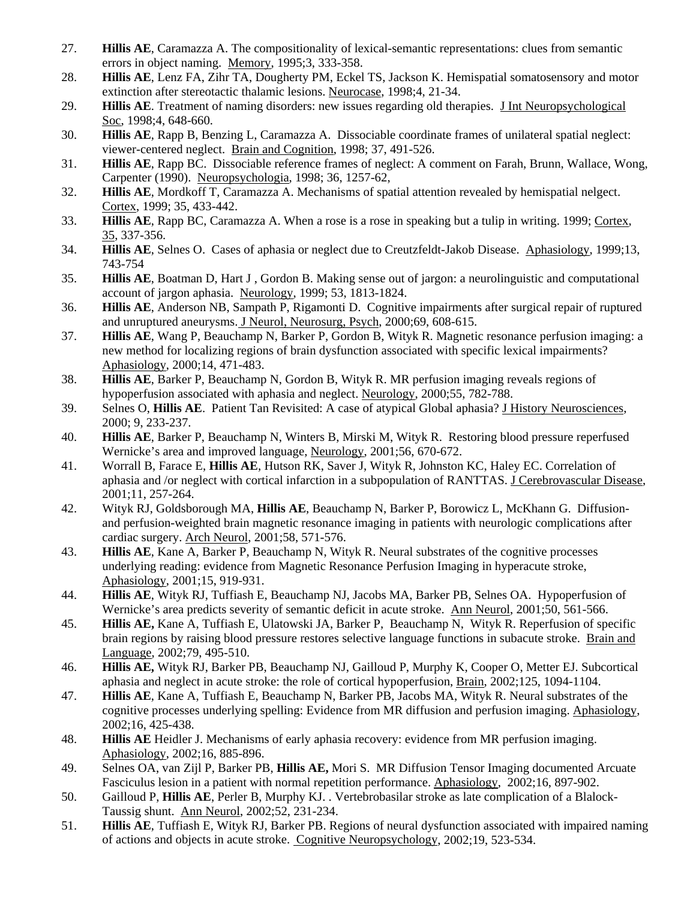27. **Hillis AE**, Caramazza A. The compositionality of lexical-semantic representations: clues from semantic errors in object naming. Memory, 1995;3, 333-358.
28. **Hillis AE**, Lenz FA, Zihr TA, Dougherty PM, Eckel TS, Jackson K. Hemispatial somatosensory and motor extinction after stereotactic thalamic lesions. Neurocase, 1998;4, 21-34.
29. **Hillis AE**. Treatment of naming disorders: new issues regarding old therapies. J Int Neuropsychological Soc, 1998;4, 648-660.
30. **Hillis AE**, Rapp B, Benzing L, Caramazza A. Dissociable coordinate frames of unilateral spatial neglect: viewer-centered neglect. Brain and Cognition, 1998; 37, 491-526.
31. **Hillis AE**, Rapp BC. Dissociable reference frames of neglect: A comment on Farah, Brunn, Wallace, Wong, Carpenter (1990). Neuropsychologia, 1998; 36, 1257-62,
32. **Hillis AE**, Mordkoff T, Caramazza A. Mechanisms of spatial attention revealed by hemispatial nelgect. Cortex, 1999; 35, 433-442.
33. **Hillis AE**, Rapp BC, Caramazza A. When a rose is a rose in speaking but a tulip in writing. 1999; Cortex, 35, 337-356.
34. **Hillis AE**, Selnes O. Cases of aphasia or neglect due to Creutzfeldt-Jakob Disease. Aphasiology, 1999;13, 743-754
35. **Hillis AE**, Boatman D, Hart J , Gordon B. Making sense out of jargon: a neurolinguistic and computational account of jargon aphasia. Neurology, 1999; 53, 1813-1824.
36. **Hillis AE**, Anderson NB, Sampath P, Rigamonti D. Cognitive impairments after surgical repair of ruptured and unruptured aneurysms. J Neurol, Neurosurg, Psych, 2000;69, 608-615.
37. **Hillis AE**, Wang P, Beauchamp N, Barker P, Gordon B, Wityk R. Magnetic resonance perfusion imaging: a new method for localizing regions of brain dysfunction associated with specific lexical impairments? Aphasiology, 2000;14, 471-483.
38. **Hillis AE**, Barker P, Beauchamp N, Gordon B, Wityk R. MR perfusion imaging reveals regions of hypoperfusion associated with aphasia and neglect. Neurology, 2000;55, 782-788.
39. Selnes O, **Hillis AE**. Patient Tan Revisited: A case of atypical Global aphasia? J History Neurosciences, 2000; 9, 233-237.
40. **Hillis AE**, Barker P, Beauchamp N, Winters B, Mirski M, Wityk R. Restoring blood pressure reperfused Wernicke's area and improved language, Neurology, 2001;56, 670-672.
41. Worrall B, Farace E, **Hillis AE**, Hutson RK, Saver J, Wityk R, Johnston KC, Haley EC. Correlation of aphasia and /or neglect with cortical infarction in a subpopulation of RANTTAS. J Cerebrovascular Disease, 2001;11, 257-264.
42. Wityk RJ, Goldsborough MA, **Hillis AE**, Beauchamp N, Barker P, Borowicz L, McKhann G. Diffusion- and perfusion-weighted brain magnetic resonance imaging in patients with neurologic complications after cardiac surgery. Arch Neurol, 2001;58, 571-576.
43. **Hillis AE**, Kane A, Barker P, Beauchamp N, Wityk R. Neural substrates of the cognitive processes underlying reading: evidence from Magnetic Resonance Perfusion Imaging in hyperacute stroke, Aphasiology, 2001;15, 919-931.
44. **Hillis AE**, Wityk RJ, Tuffiash E, Beauchamp NJ, Jacobs MA, Barker PB, Selnes OA. Hypoperfusion of Wernicke's area predicts severity of semantic deficit in acute stroke. Ann Neurol, 2001;50, 561-566.
45. **Hillis AE,** Kane A, Tuffiash E, Ulatowski JA, Barker P, Beauchamp N, Wityk R. Reperfusion of specific brain regions by raising blood pressure restores selective language functions in subacute stroke. Brain and Language, 2002;79, 495-510.
46. **Hillis AE,** Wityk RJ, Barker PB, Beauchamp NJ, Gailloud P, Murphy K, Cooper O, Metter EJ. Subcortical aphasia and neglect in acute stroke: the role of cortical hypoperfusion, Brain, 2002;125, 1094-1104.
47. **Hillis AE**, Kane A, Tuffiash E, Beauchamp N, Barker PB, Jacobs MA, Wityk R. Neural substrates of the cognitive processes underlying spelling: Evidence from MR diffusion and perfusion imaging. Aphasiology, 2002;16, 425-438.
48. **Hillis AE** Heidler J. Mechanisms of early aphasia recovery: evidence from MR perfusion imaging. Aphasiology, 2002;16, 885-896.
49. Selnes OA, van Zijl P, Barker PB, **Hillis AE,** Mori S. MR Diffusion Tensor Imaging documented Arcuate Fasciculus lesion in a patient with normal repetition performance. Aphasiology, 2002;16, 897-902.
50. Gailloud P, **Hillis AE**, Perler B, Murphy KJ. . Vertebrobasilar stroke as late complication of a Blalock-Taussig shunt. Ann Neurol, 2002;52, 231-234.
51. **Hillis AE**, Tuffiash E, Wityk RJ, Barker PB. Regions of neural dysfunction associated with impaired naming of actions and objects in acute stroke. Cognitive Neuropsychology, 2002;19, 523-534.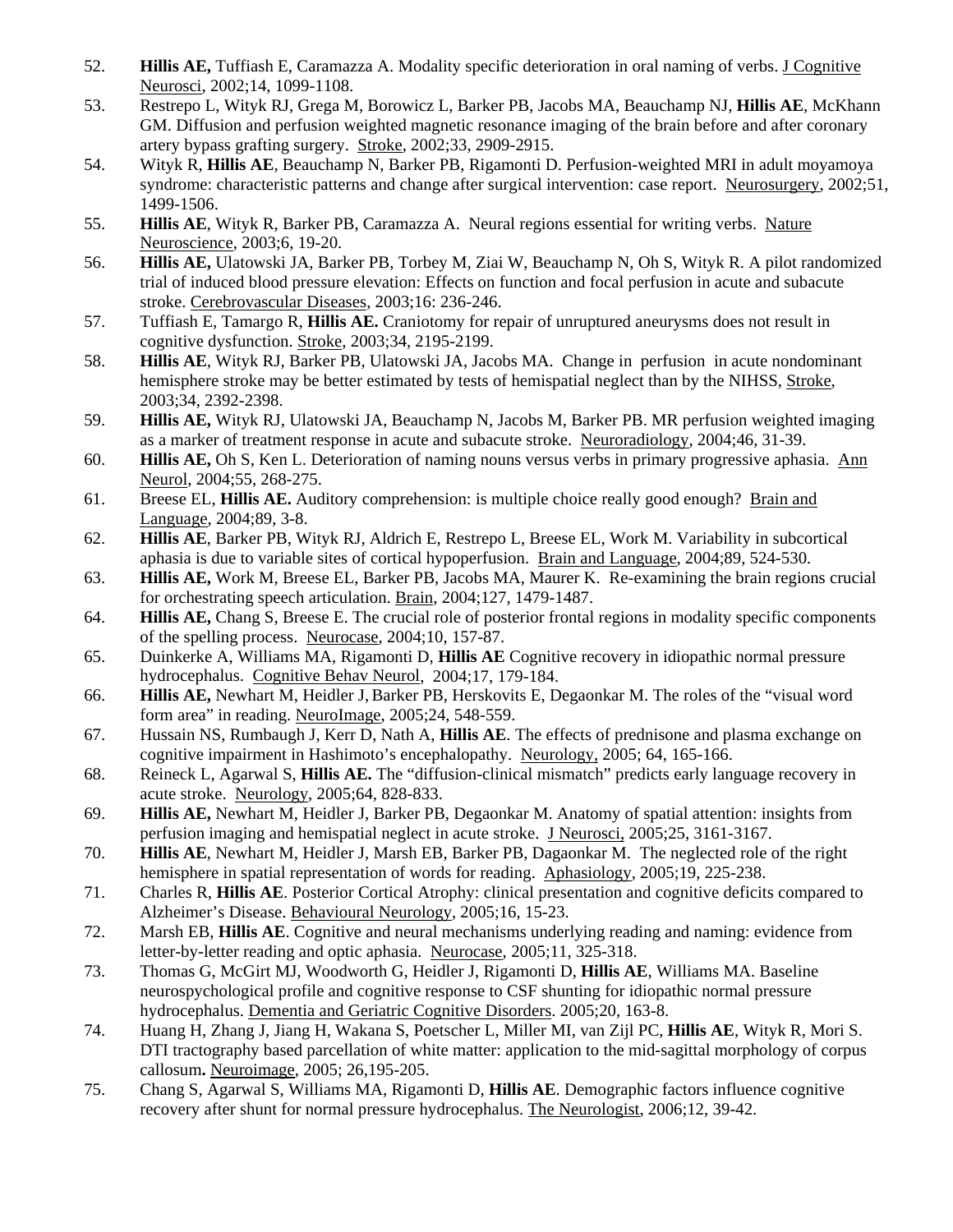52. **Hillis AE,** Tuffiash E, Caramazza A. Modality specific deterioration in oral naming of verbs. J Cognitive Neurosci, 2002;14, 1099-1108.
53. Restrepo L, Wityk RJ, Grega M, Borowicz L, Barker PB, Jacobs MA, Beauchamp NJ, **Hillis AE**, McKhann GM. Diffusion and perfusion weighted magnetic resonance imaging of the brain before and after coronary artery bypass grafting surgery. Stroke, 2002;33, 2909-2915.
54. Wityk R, **Hillis AE**, Beauchamp N, Barker PB, Rigamonti D. Perfusion-weighted MRI in adult moyamoya syndrome: characteristic patterns and change after surgical intervention: case report. Neurosurgery, 2002;51, 1499-1506.
55. **Hillis AE**, Wityk R, Barker PB, Caramazza A. Neural regions essential for writing verbs. Nature Neuroscience, 2003;6, 19-20.
56. **Hillis AE,** Ulatowski JA, Barker PB, Torbey M, Ziai W, Beauchamp N, Oh S, Wityk R. A pilot randomized trial of induced blood pressure elevation: Effects on function and focal perfusion in acute and subacute stroke. Cerebrovascular Diseases, 2003;16: 236-246.
57. Tuffiash E, Tamargo R, **Hillis AE.** Craniotomy for repair of unruptured aneurysms does not result in cognitive dysfunction. Stroke, 2003;34, 2195-2199.
58. **Hillis AE**, Wityk RJ, Barker PB, Ulatowski JA, Jacobs MA. Change in perfusion in acute nondominant hemisphere stroke may be better estimated by tests of hemispatial neglect than by the NIHSS, Stroke, 2003;34, 2392-2398.
59. **Hillis AE,** Wityk RJ, Ulatowski JA, Beauchamp N, Jacobs M, Barker PB. MR perfusion weighted imaging as a marker of treatment response in acute and subacute stroke. Neuroradiology, 2004;46, 31-39.
60. **Hillis AE,** Oh S, Ken L. Deterioration of naming nouns versus verbs in primary progressive aphasia. Ann Neurol, 2004;55, 268-275.
61. Breese EL, **Hillis AE.** Auditory comprehension: is multiple choice really good enough? Brain and Language, 2004;89, 3-8.
62. **Hillis AE**, Barker PB, Wityk RJ, Aldrich E, Restrepo L, Breese EL, Work M. Variability in subcortical aphasia is due to variable sites of cortical hypoperfusion. Brain and Language, 2004;89, 524-530.
63. **Hillis AE,** Work M, Breese EL, Barker PB, Jacobs MA, Maurer K. Re-examining the brain regions crucial for orchestrating speech articulation. Brain, 2004;127, 1479-1487.
64. **Hillis AE,** Chang S, Breese E. The crucial role of posterior frontal regions in modality specific components of the spelling process. Neurocase, 2004;10, 157-87.
65. Duinkerke A, Williams MA, Rigamonti D, **Hillis AE** Cognitive recovery in idiopathic normal pressure hydrocephalus. Cognitive Behav Neurol, 2004;17, 179-184.
66. **Hillis AE,** Newhart M, Heidler J, Barker PB, Herskovits E, Degaonkar M. The roles of the "visual word form area" in reading. NeuroImage, 2005;24, 548-559.
67. Hussain NS, Rumbaugh J, Kerr D, Nath A, **Hillis AE**. The effects of prednisone and plasma exchange on cognitive impairment in Hashimoto's encephalopathy. Neurology, 2005; 64, 165-166.
68. Reineck L, Agarwal S, **Hillis AE.** The "diffusion-clinical mismatch" predicts early language recovery in acute stroke. Neurology, 2005;64, 828-833.
69. **Hillis AE,** Newhart M, Heidler J, Barker PB, Degaonkar M. Anatomy of spatial attention: insights from perfusion imaging and hemispatial neglect in acute stroke. J Neurosci, 2005;25, 3161-3167.
70. **Hillis AE**, Newhart M, Heidler J, Marsh EB, Barker PB, Dagaonkar M. The neglected role of the right hemisphere in spatial representation of words for reading. Aphasiology, 2005;19, 225-238.
71. Charles R, **Hillis AE**. Posterior Cortical Atrophy: clinical presentation and cognitive deficits compared to Alzheimer's Disease. Behavioural Neurology, 2005;16, 15-23.
72. Marsh EB, **Hillis AE**. Cognitive and neural mechanisms underlying reading and naming: evidence from letter-by-letter reading and optic aphasia. Neurocase, 2005;11, 325-318.
73. Thomas G, McGirt MJ, Woodworth G, Heidler J, Rigamonti D, **Hillis AE**, Williams MA. Baseline neurospychological profile and cognitive response to CSF shunting for idiopathic normal pressure hydrocephalus. Dementia and Geriatric Cognitive Disorders. 2005;20, 163-8.
74. Huang H, Zhang J, Jiang H, Wakana S, Poetscher L, Miller MI, van Zijl PC, **Hillis AE**, Wityk R, Mori S. DTI tractography based parcellation of white matter: application to the mid-sagittal morphology of corpus callosum**.** Neuroimage, 2005; 26,195-205.
75. Chang S, Agarwal S, Williams MA, Rigamonti D, **Hillis AE**. Demographic factors influence cognitive recovery after shunt for normal pressure hydrocephalus. The Neurologist, 2006;12, 39-42.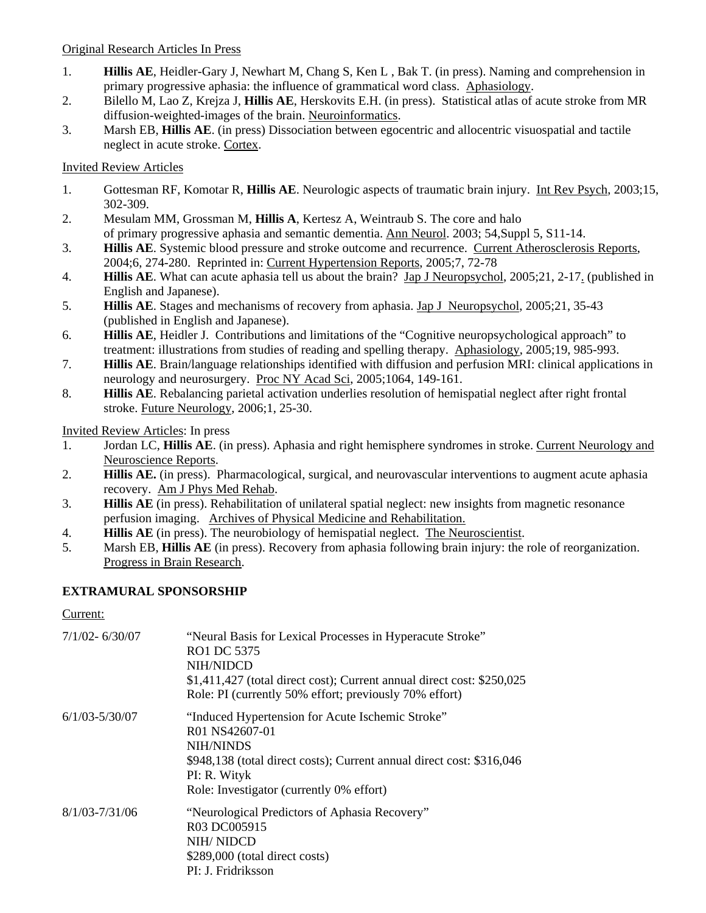Original Research Articles In Press

1. **Hillis AE**, Heidler-Gary J, Newhart M, Chang S, Ken L , Bak T. (in press). Naming and comprehension in primary progressive aphasia: the influence of grammatical word class. Aphasiology.
2. Bilello M, Lao Z, Krejza J, **Hillis AE**, Herskovits E.H. (in press). Statistical atlas of acute stroke from MR diffusion-weighted-images of the brain. Neuroinformatics.
3. Marsh EB, **Hillis AE**. (in press) Dissociation between egocentric and allocentric visuospatial and tactile neglect in acute stroke. Cortex.

Invited Review Articles

1. Gottesman RF, Komotar R, **Hillis AE**. Neurologic aspects of traumatic brain injury. Int Rev Psych, 2003;15, 302-309.
2. Mesulam MM, Grossman M, **Hillis A**, Kertesz A, Weintraub S. The core and halo of primary progressive aphasia and semantic dementia. Ann Neurol. 2003; 54,Suppl 5, S11-14.
3. **Hillis AE**. Systemic blood pressure and stroke outcome and recurrence. Current Atherosclerosis Reports, 2004;6, 274-280. Reprinted in: Current Hypertension Reports, 2005;7, 72-78
4. **Hillis AE**. What can acute aphasia tell us about the brain? Jap J Neuropsychol, 2005;21, 2-17. (published in English and Japanese).
5. **Hillis AE**. Stages and mechanisms of recovery from aphasia. Jap J Neuropsychol, 2005;21, 35-43 (published in English and Japanese).
6. **Hillis AE**, Heidler J. Contributions and limitations of the "Cognitive neuropsychological approach" to treatment: illustrations from studies of reading and spelling therapy. Aphasiology, 2005;19, 985-993.
7. **Hillis AE**. Brain/language relationships identified with diffusion and perfusion MRI: clinical applications in neurology and neurosurgery. Proc NY Acad Sci, 2005;1064, 149-161.
8. **Hillis AE**. Rebalancing parietal activation underlies resolution of hemispatial neglect after right frontal stroke. Future Neurology, 2006;1, 25-30.

Invited Review Articles: In press

1. Jordan LC, **Hillis AE**. (in press). Aphasia and right hemisphere syndromes in stroke. Current Neurology and Neuroscience Reports.
2. **Hillis AE.** (in press). Pharmacological, surgical, and neurovascular interventions to augment acute aphasia recovery. Am J Phys Med Rehab.
3. **Hillis AE** (in press). Rehabilitation of unilateral spatial neglect: new insights from magnetic resonance perfusion imaging. Archives of Physical Medicine and Rehabilitation.
4. **Hillis AE** (in press). The neurobiology of hemispatial neglect. The Neuroscientist.
5. Marsh EB, **Hillis AE** (in press). Recovery from aphasia following brain injury: the role of reorganization. Progress in Brain Research.

## EXTRAMURAL SPONSORSHIP

Current:

7/1/02- 6/30/07
"Neural Basis for Lexical Processes in Hyperacute Stroke"
RO1 DC 5375
NIH/NIDCD
$1,411,427 (total direct cost); Current annual direct cost: $250,025
Role: PI (currently 50% effort; previously 70% effort)

6/1/03-5/30/07
"Induced Hypertension for Acute Ischemic Stroke"
R01 NS42607-01
NIH/NINDS
$948,138 (total direct costs); Current annual direct cost: $316,046
PI: R. Wityk
Role: Investigator (currently 0% effort)

8/1/03-7/31/06
"Neurological Predictors of Aphasia Recovery"
R03 DC005915
NIH/ NIDCD
$289,000 (total direct costs)
PI: J. Fridriksson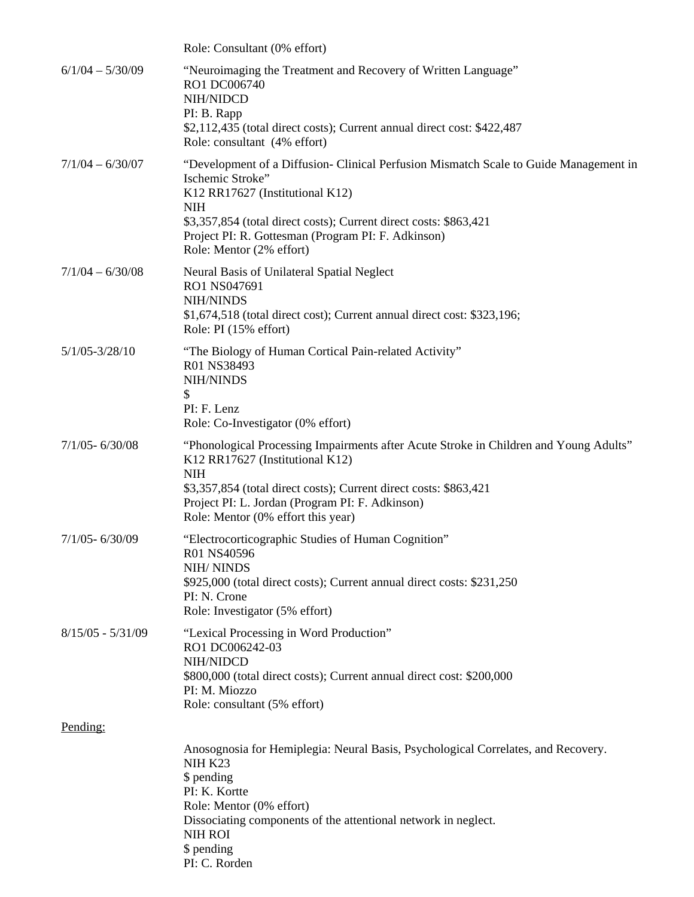Role: Consultant (0% effort)

6/1/04 – 5/30/09

"Neuroimaging the Treatment and Recovery of Written Language"
RO1 DC006740
NIH/NIDCD
PI: B. Rapp
$2,112,435 (total direct costs); Current annual direct cost: $422,487
Role: consultant (4% effort)

7/1/04 – 6/30/07

"Development of a Diffusion- Clinical Perfusion Mismatch Scale to Guide Management in Ischemic Stroke"
K12 RR17627 (Institutional K12)
NIH
$3,357,854 (total direct costs); Current direct costs: $863,421
Project PI: R. Gottesman (Program PI: F. Adkinson)
Role: Mentor (2% effort)

7/1/04 – 6/30/08

Neural Basis of Unilateral Spatial Neglect
RO1 NS047691
NIH/NINDS
$1,674,518 (total direct cost); Current annual direct cost: $323,196;
Role: PI (15% effort)

5/1/05-3/28/10

"The Biology of Human Cortical Pain-related Activity"
R01 NS38493
NIH/NINDS
$
PI: F. Lenz
Role: Co-Investigator (0% effort)

7/1/05- 6/30/08

"Phonological Processing Impairments after Acute Stroke in Children and Young Adults"
K12 RR17627 (Institutional K12)
NIH
$3,357,854 (total direct costs); Current direct costs: $863,421
Project PI: L. Jordan (Program PI: F. Adkinson)
Role: Mentor (0% effort this year)

7/1/05- 6/30/09

"Electrocorticographic Studies of Human Cognition"
R01 NS40596
NIH/ NINDS
$925,000 (total direct costs); Current annual direct costs: $231,250
PI: N. Crone
Role: Investigator (5% effort)

8/15/05 - 5/31/09

"Lexical Processing in Word Production"
RO1 DC006242-03
NIH/NIDCD
$800,000 (total direct costs); Current annual direct cost: $200,000
PI: M. Miozzo
Role: consultant (5% effort)

Pending:

Anosognosia for Hemiplegia: Neural Basis, Psychological Correlates, and Recovery.
NIH K23
$ pending
PI: K. Kortte
Role: Mentor (0% effort)

Dissociating components of the attentional network in neglect.
NIH ROI
$ pending
PI: C. Rorden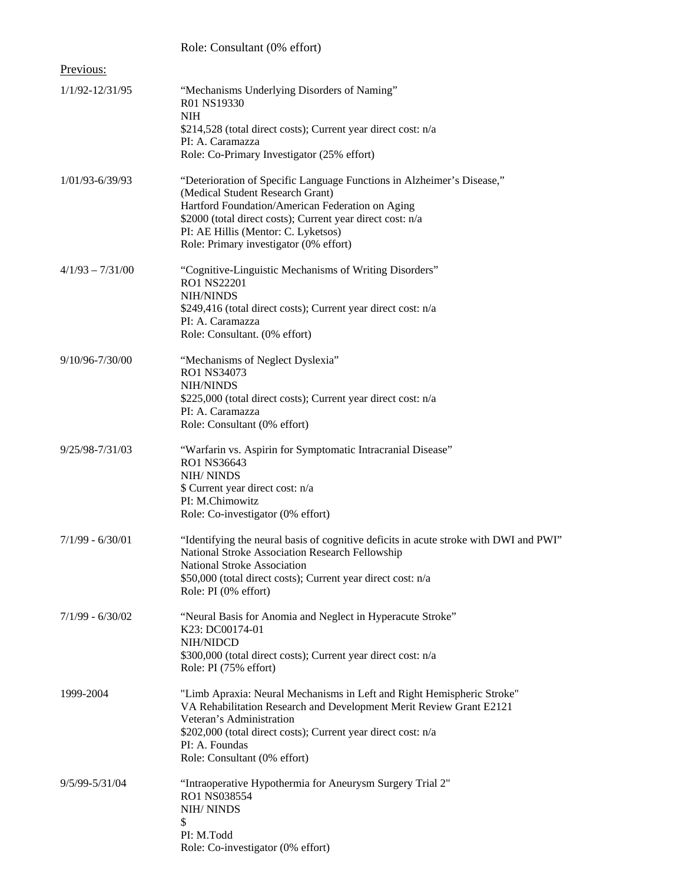Role: Consultant (0% effort)

Previous:

1/1/92-12/31/95
"Mechanisms Underlying Disorders of Naming"
R01 NS19330
NIH
$214,528 (total direct costs); Current year direct cost: n/a
PI: A. Caramazza
Role: Co-Primary Investigator (25% effort)

1/01/93-6/39/93
"Deterioration of Specific Language Functions in Alzheimer's Disease,"
(Medical Student Research Grant)
Hartford Foundation/American Federation on Aging
$2000 (total direct costs); Current year direct cost: n/a
PI: AE Hillis (Mentor: C. Lyketsos)
Role: Primary investigator (0% effort)

4/1/93 – 7/31/00
"Cognitive-Linguistic Mechanisms of Writing Disorders"
RO1 NS22201
NIH/NINDS
$249,416 (total direct costs); Current year direct cost: n/a
PI: A. Caramazza
Role: Consultant. (0% effort)

9/10/96-7/30/00
"Mechanisms of Neglect Dyslexia"
RO1 NS34073
NIH/NINDS
$225,000 (total direct costs); Current year direct cost: n/a
PI: A. Caramazza
Role: Consultant (0% effort)

9/25/98-7/31/03
"Warfarin vs. Aspirin for Symptomatic Intracranial Disease"
RO1 NS36643
NIH/ NINDS
$ Current year direct cost: n/a
PI: M.Chimowitz
Role: Co-investigator (0% effort)

7/1/99 - 6/30/01
"Identifying the neural basis of cognitive deficits in acute stroke with DWI and PWI"
National Stroke Association Research Fellowship
National Stroke Association
$50,000 (total direct costs); Current year direct cost: n/a
Role: PI (0% effort)

7/1/99 - 6/30/02
"Neural Basis for Anomia and Neglect in Hyperacute Stroke"
K23: DC00174-01
NIH/NIDCD
$300,000 (total direct costs); Current year direct cost: n/a
Role: PI (75% effort)

1999-2004
"Limb Apraxia: Neural Mechanisms in Left and Right Hemispheric Stroke"
VA Rehabilitation Research and Development Merit Review Grant E2121
Veteran's Administration
$202,000 (total direct costs); Current year direct cost: n/a
PI: A. Foundas
Role: Consultant (0% effort)

9/5/99-5/31/04
"Intraoperative Hypothermia for Aneurysm Surgery Trial 2"
RO1 NS038554
NIH/ NINDS
$
PI: M.Todd
Role: Co-investigator (0% effort)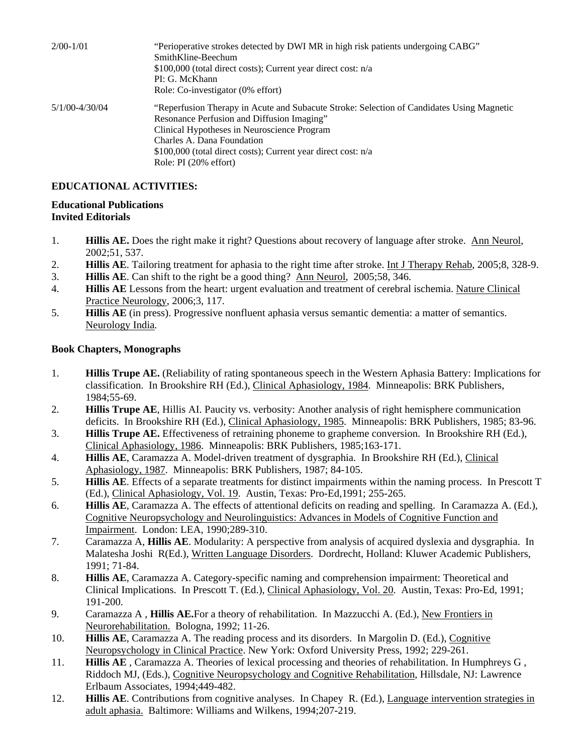2/00-1/01 "Perioperative strokes detected by DWI MR in high risk patients undergoing CABG"
SmithKline-Beechum
$100,000 (total direct costs); Current year direct cost: n/a
PI: G. McKhann
Role: Co-investigator (0% effort)

5/1/00-4/30/04 "Reperfusion Therapy in Acute and Subacute Stroke: Selection of Candidates Using Magnetic Resonance Perfusion and Diffusion Imaging"
Clinical Hypotheses in Neuroscience Program
Charles A. Dana Foundation
$100,000 (total direct costs); Current year direct cost: n/a
Role: PI (20% effort)

**EDUCATIONAL ACTIVITIES:**

**Educational Publications**
**Invited Editorials**

1. **Hillis AE.** Does the right make it right? Questions about recovery of language after stroke. Ann Neurol, 2002;51, 537.
2. **Hillis AE**. Tailoring treatment for aphasia to the right time after stroke. Int J Therapy Rehab, 2005;8, 328-9.
3. **Hillis AE**. Can shift to the right be a good thing? Ann Neurol, 2005;58, 346.
4. **Hillis AE** Lessons from the heart: urgent evaluation and treatment of cerebral ischemia. Nature Clinical Practice Neurology, 2006;3, 117.
5. **Hillis AE** (in press). Progressive nonfluent aphasia versus semantic dementia: a matter of semantics. Neurology India.

**Book Chapters, Monographs**

1. **Hillis Trupe AE.** (Reliability of rating spontaneous speech in the Western Aphasia Battery: Implications for classification. In Brookshire RH (Ed.), Clinical Aphasiology, 1984. Minneapolis: BRK Publishers, 1984;55-69.
2. **Hillis Trupe AE**, Hillis AI. Paucity vs. verbosity: Another analysis of right hemisphere communication deficits. In Brookshire RH (Ed.), Clinical Aphasiology, 1985. Minneapolis: BRK Publishers, 1985; 83-96.
3. **Hillis Trupe AE.** Effectiveness of retraining phoneme to grapheme conversion. In Brookshire RH (Ed.), Clinical Aphasiology, 1986. Minneapolis: BRK Publishers, 1985;163-171.
4. **Hillis AE**, Caramazza A. Model-driven treatment of dysgraphia. In Brookshire RH (Ed.), Clinical Aphasiology, 1987. Minneapolis: BRK Publishers, 1987; 84-105.
5. **Hillis AE**. Effects of a separate treatments for distinct impairments within the naming process. In Prescott T (Ed.), Clinical Aphasiology, Vol. 19. Austin, Texas: Pro-Ed,1991; 255-265.
6. **Hillis AE**, Caramazza A. The effects of attentional deficits on reading and spelling. In Caramazza A. (Ed.), Cognitive Neuropsychology and Neurolinguistics: Advances in Models of Cognitive Function and Impairment. London: LEA, 1990;289-310.
7. Caramazza A, **Hillis AE**. Modularity: A perspective from analysis of acquired dyslexia and dysgraphia. In Malatesha Joshi R(Ed.), Written Language Disorders. Dordrecht, Holland: Kluwer Academic Publishers, 1991; 71-84.
8. **Hillis AE**, Caramazza A. Category-specific naming and comprehension impairment: Theoretical and Clinical Implications. In Prescott T. (Ed.), Clinical Aphasiology, Vol. 20. Austin, Texas: Pro-Ed, 1991; 191-200.
9. Caramazza A , **Hillis AE.**For a theory of rehabilitation. In Mazzucchi A. (Ed.), New Frontiers in Neurorehabilitation. Bologna, 1992; 11-26.
10. **Hillis AE**, Caramazza A. The reading process and its disorders. In Margolin D. (Ed.), Cognitive Neuropsychology in Clinical Practice. New York: Oxford University Press, 1992; 229-261.
11. **Hillis AE** , Caramazza A. Theories of lexical processing and theories of rehabilitation. In Humphreys G , Riddoch MJ, (Eds.), Cognitive Neuropsychology and Cognitive Rehabilitation, Hillsdale, NJ: Lawrence Erlbaum Associates, 1994;449-482.
12. **Hillis AE**. Contributions from cognitive analyses. In Chapey R. (Ed.), Language intervention strategies in adult aphasia. Baltimore: Williams and Wilkens, 1994;207-219.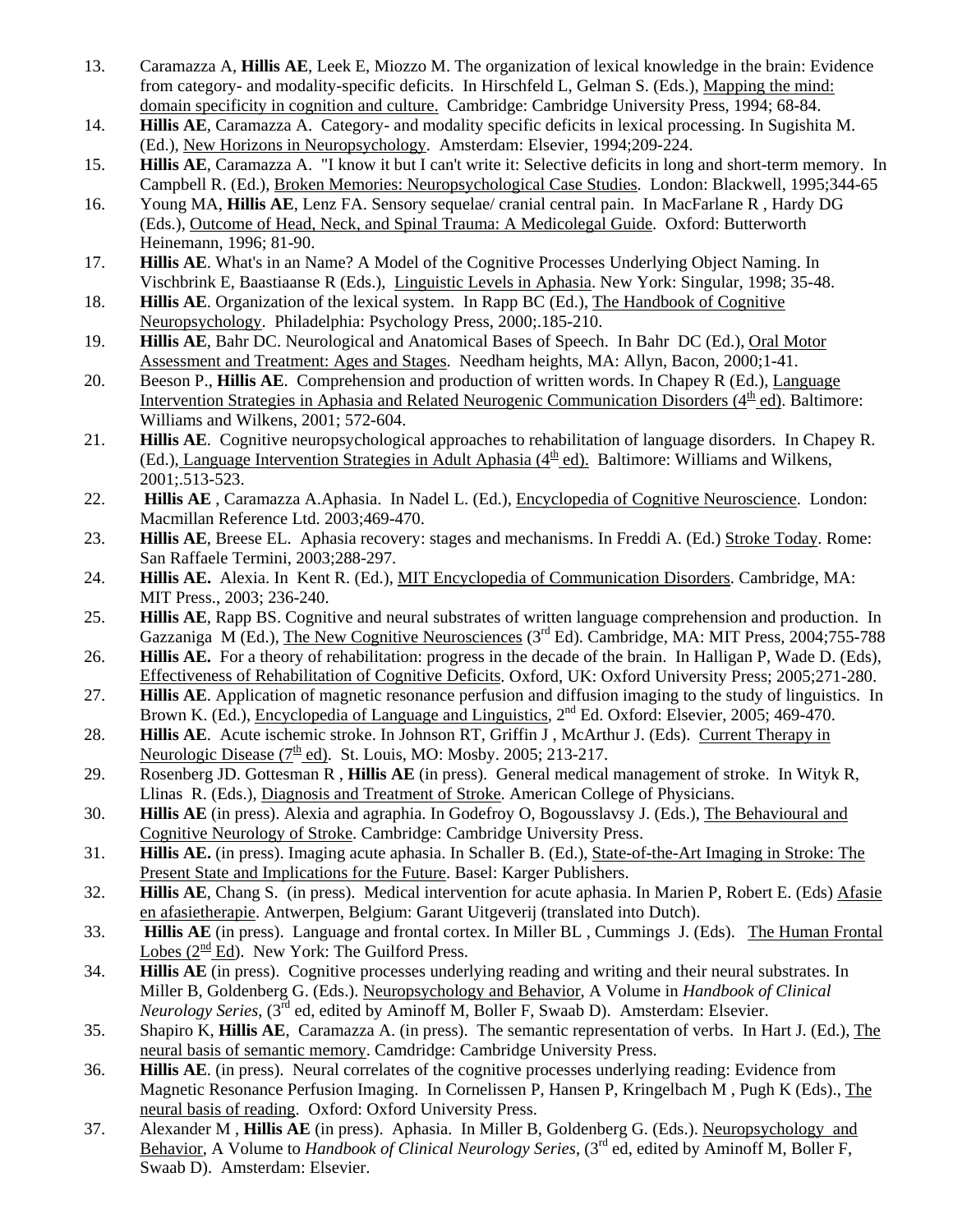13. Caramazza A, **Hillis AE**, Leek E, Miozzo M. The organization of lexical knowledge in the brain: Evidence from category- and modality-specific deficits. In Hirschfeld L, Gelman S. (Eds.), Mapping the mind: domain specificity in cognition and culture. Cambridge: Cambridge University Press, 1994; 68-84.
14. **Hillis AE**, Caramazza A. Category- and modality specific deficits in lexical processing. In Sugishita M. (Ed.), New Horizons in Neuropsychology. Amsterdam: Elsevier, 1994;209-224.
15. **Hillis AE**, Caramazza A. "I know it but I can't write it: Selective deficits in long and short-term memory. In Campbell R. (Ed.), Broken Memories: Neuropsychological Case Studies. London: Blackwell, 1995;344-65
16. Young MA, **Hillis AE**, Lenz FA. Sensory sequelae/ cranial central pain. In MacFarlane R , Hardy DG (Eds.), Outcome of Head, Neck, and Spinal Trauma: A Medicolegal Guide. Oxford: Butterworth Heinemann, 1996; 81-90.
17. **Hillis AE**. What's in an Name? A Model of the Cognitive Processes Underlying Object Naming. In Vischbrink E, Baastiaanse R (Eds.), Linguistic Levels in Aphasia. New York: Singular, 1998; 35-48.
18. **Hillis AE**. Organization of the lexical system. In Rapp BC (Ed.), The Handbook of Cognitive Neuropsychology. Philadelphia: Psychology Press, 2000;.185-210.
19. **Hillis AE**, Bahr DC. Neurological and Anatomical Bases of Speech. In Bahr DC (Ed.), Oral Motor Assessment and Treatment: Ages and Stages. Needham heights, MA: Allyn, Bacon, 2000;1-41.
20. Beeson P., **Hillis AE**. Comprehension and production of written words. In Chapey R (Ed.), Language Intervention Strategies in Aphasia and Related Neurogenic Communication Disorders (4th ed). Baltimore: Williams and Wilkens, 2001; 572-604.
21. **Hillis AE**. Cognitive neuropsychological approaches to rehabilitation of language disorders. In Chapey R. (Ed.), Language Intervention Strategies in Adult Aphasia (4th ed). Baltimore: Williams and Wilkens, 2001;.513-523.
22. **Hillis AE** , Caramazza A.Aphasia. In Nadel L. (Ed.), Encyclopedia of Cognitive Neuroscience. London: Macmillan Reference Ltd. 2003;469-470.
23. **Hillis AE**, Breese EL. Aphasia recovery: stages and mechanisms. In Freddi A. (Ed.) Stroke Today. Rome: San Raffaele Termini, 2003;288-297.
24. **Hillis AE.** Alexia. In Kent R. (Ed.), MIT Encyclopedia of Communication Disorders. Cambridge, MA: MIT Press., 2003; 236-240.
25. **Hillis AE**, Rapp BS. Cognitive and neural substrates of written language comprehension and production. In Gazzaniga M (Ed.), The New Cognitive Neurosciences (3rd Ed). Cambridge, MA: MIT Press, 2004;755-788
26. **Hillis AE.** For a theory of rehabilitation: progress in the decade of the brain. In Halligan P, Wade D. (Eds), Effectiveness of Rehabilitation of Cognitive Deficits. Oxford, UK: Oxford University Press; 2005;271-280.
27. **Hillis AE**. Application of magnetic resonance perfusion and diffusion imaging to the study of linguistics. In Brown K. (Ed.), Encyclopedia of Language and Linguistics, 2nd Ed. Oxford: Elsevier, 2005; 469-470.
28. **Hillis AE**. Acute ischemic stroke. In Johnson RT, Griffin J , McArthur J. (Eds). Current Therapy in Neurologic Disease (7th ed). St. Louis, MO: Mosby. 2005; 213-217.
29. Rosenberg JD. Gottesman R , **Hillis AE** (in press). General medical management of stroke. In Wityk R, Llinas R. (Eds.), Diagnosis and Treatment of Stroke. American College of Physicians.
30. **Hillis AE** (in press). Alexia and agraphia. In Godefroy O, Bogousslavsy J. (Eds.), The Behavioural and Cognitive Neurology of Stroke. Cambridge: Cambridge University Press.
31. **Hillis AE.** (in press). Imaging acute aphasia. In Schaller B. (Ed.), State-of-the-Art Imaging in Stroke: The Present State and Implications for the Future. Basel: Karger Publishers.
32. **Hillis AE**, Chang S. (in press). Medical intervention for acute aphasia. In Marien P, Robert E. (Eds) Afasie en afasietherapie. Antwerpen, Belgium: Garant Uitgeverij (translated into Dutch).
33. **Hillis AE** (in press). Language and frontal cortex. In Miller BL , Cummings J. (Eds). The Human Frontal Lobes (2nd Ed). New York: The Guilford Press.
34. **Hillis AE** (in press). Cognitive processes underlying reading and writing and their neural substrates. In Miller B, Goldenberg G. (Eds.). Neuropsychology and Behavior, A Volume in *Handbook of Clinical Neurology Series*, (3rd ed, edited by Aminoff M, Boller F, Swaab D). Amsterdam: Elsevier.
35. Shapiro K, **Hillis AE**, Caramazza A. (in press). The semantic representation of verbs. In Hart J. (Ed.), The neural basis of semantic memory. Camdridge: Cambridge University Press.
36. **Hillis AE**. (in press). Neural correlates of the cognitive processes underlying reading: Evidence from Magnetic Resonance Perfusion Imaging. In Cornelissen P, Hansen P, Kringelbach M , Pugh K (Eds)., The neural basis of reading. Oxford: Oxford University Press.
37. Alexander M , **Hillis AE** (in press). Aphasia. In Miller B, Goldenberg G. (Eds.). Neuropsychology and Behavior, A Volume to *Handbook of Clinical Neurology Series*, (3rd ed, edited by Aminoff M, Boller F, Swaab D). Amsterdam: Elsevier.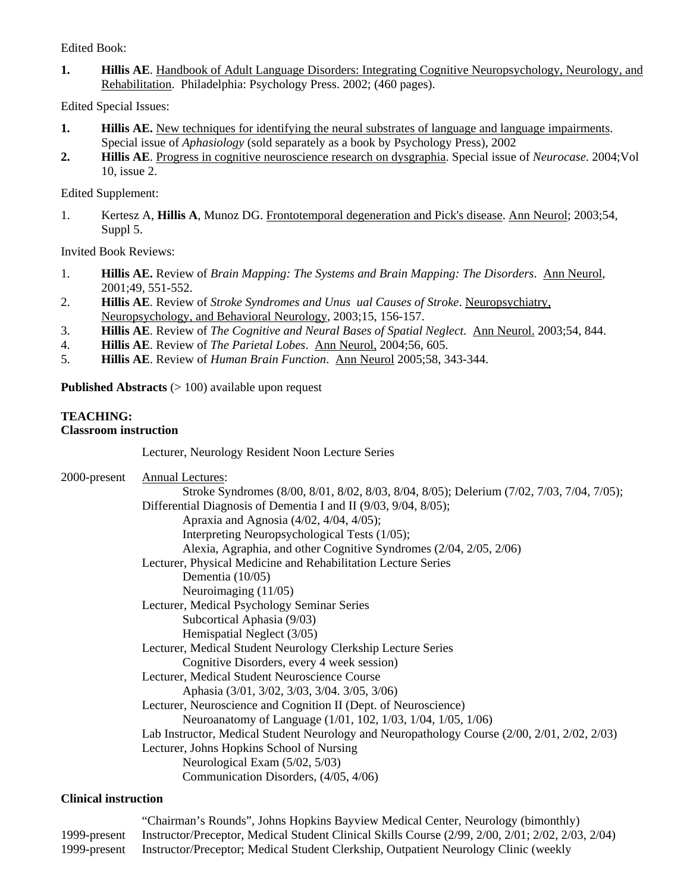Edited Book:

1. **Hillis AE**. Handbook of Adult Language Disorders: Integrating Cognitive Neuropsychology, Neurology, and Rehabilitation. Philadelphia: Psychology Press. 2002; (460 pages).

Edited Special Issues:

1. **Hillis AE.** New techniques for identifying the neural substrates of language and language impairments. Special issue of *Aphasiology* (sold separately as a book by Psychology Press), 2002
2. **Hillis AE**. Progress in cognitive neuroscience research on dysgraphia. Special issue of *Neurocase*. 2004;Vol 10, issue 2.

Edited Supplement:

1. Kertesz A, **Hillis A**, Munoz DG. Frontotemporal degeneration and Pick's disease. Ann Neurol; 2003;54, Suppl 5.

Invited Book Reviews:

1. **Hillis AE.** Review of *Brain Mapping: The Systems and Brain Mapping: The Disorders*. Ann Neurol, 2001;49, 551-552.
2. **Hillis AE**. Review of *Stroke Syndromes and Unus ual Causes of Stroke*. Neuropsychiatry, Neuropsychology, and Behavioral Neurology, 2003;15, 156-157.
3. **Hillis AE**. Review of *The Cognitive and Neural Bases of Spatial Neglect*. Ann Neurol. 2003;54, 844.
4. **Hillis AE**. Review of *The Parietal Lobes*. Ann Neurol, 2004;56, 605.
5. **Hillis AE**. Review of *Human Brain Function*. Ann Neurol 2005;58, 343-344.

**Published Abstracts** (> 100) available upon request

**TEACHING:**
**Classroom instruction**

Lecturer, Neurology Resident Noon Lecture Series

2000-present Annual Lectures:
- Stroke Syndromes (8/00, 8/01, 8/02, 8/03, 8/04, 8/05); Delerium (7/02, 7/03, 7/04, 7/05);
- Differential Diagnosis of Dementia I and II (9/03, 9/04, 8/05);
- Apraxia and Agnosia (4/02, 4/04, 4/05);
- Interpreting Neuropsychological Tests (1/05);
- Alexia, Agraphia, and other Cognitive Syndromes (2/04, 2/05, 2/06)

Lecturer, Physical Medicine and Rehabilitation Lecture Series
- Dementia (10/05)
- Neuroimaging (11/05)

Lecturer, Medical Psychology Seminar Series
- Subcortical Aphasia (9/03)
- Hemispatial Neglect (3/05)

Lecturer, Medical Student Neurology Clerkship Lecture Series
- Cognitive Disorders, every 4 week session)

Lecturer, Medical Student Neuroscience Course
- Aphasia (3/01, 3/02, 3/03, 3/04. 3/05, 3/06)

Lecturer, Neuroscience and Cognition II (Dept. of Neuroscience)
- Neuroanatomy of Language (1/01, 102, 1/03, 1/04, 1/05, 1/06)

Lab Instructor, Medical Student Neurology and Neuropathology Course (2/00, 2/01, 2/02, 2/03)

Lecturer, Johns Hopkins School of Nursing
- Neurological Exam (5/02, 5/03)
- Communication Disorders, (4/05, 4/06)

**Clinical instruction**

"Chairman's Rounds", Johns Hopkins Bayview Medical Center, Neurology (bimonthly)

1999-present Instructor/Preceptor, Medical Student Clinical Skills Course (2/99, 2/00, 2/01; 2/02, 2/03, 2/04)

1999-present Instructor/Preceptor; Medical Student Clerkship, Outpatient Neurology Clinic (weekly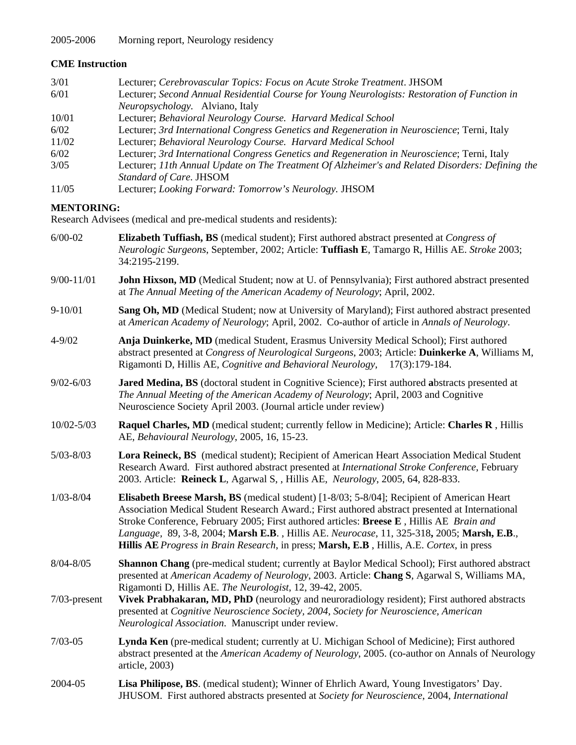2005-2006 Morning report, Neurology residency

**CME Instruction**

3/01 Lecturer; *Cerebrovascular Topics: Focus on Acute Stroke Treatment*. JHSOM
6/01 Lecturer; *Second Annual Residential Course for Young Neurologists: Restoration of Function in Neuropsychology.* Alviano, Italy
10/01 Lecturer; *Behavioral Neurology Course. Harvard Medical School*
6/02 Lecturer; *3rd International Congress Genetics and Regeneration in Neuroscience*; Terni, Italy
11/02 Lecturer; *Behavioral Neurology Course. Harvard Medical School*
6/02 Lecturer; *3rd International Congress Genetics and Regeneration in Neuroscience*; Terni, Italy
3/05 Lecturer; *11th Annual Update on The Treatment Of Alzheimer's and Related Disorders: Defining the Standard of Care*. JHSOM
11/05 Lecturer; *Looking Forward: Tomorrow's Neurology*. JHSOM

**MENTORING:**
Research Advisees (medical and pre-medical students and residents):

6/00-02 **Elizabeth Tuffiash, BS** (medical student); First authored abstract presented at *Congress of Neurologic Surgeons*, September, 2002; Article: **Tuffiash E**, Tamargo R, Hillis AE. *Stroke* 2003; 34:2195-2199.

9/00-11/01 **John Hixson, MD** (Medical Student; now at U. of Pennsylvania); First authored abstract presented at *The Annual Meeting of the American Academy of Neurology*; April, 2002.

9-10/01 **Sang Oh, MD** (Medical Student; now at University of Maryland); First authored abstract presented at *American Academy of Neurology*; April, 2002. Co-author of article in *Annals of Neurology*.

4-9/02 **Anja Duinkerke, MD** (medical Student, Erasmus University Medical School); First authored abstract presented at *Congress of Neurological Surgeons*, 2003; Article: **Duinkerke A**, Williams M, Rigamonti D, Hillis AE, *Cognitive and Behavioral Neurology*, 17(3):179-184.

9/02-6/03 **Jared Medina, BS** (doctoral student in Cognitive Science); First authored **a**bstracts presented at *The Annual Meeting of the American Academy of Neurology*; April, 2003 and Cognitive Neuroscience Society April 2003. (Journal article under review)

10/02-5/03 **Raquel Charles, MD** (medical student; currently fellow in Medicine); Article: **Charles R** , Hillis AE, *Behavioural Neurology*, 2005, 16, 15-23.

5/03-8/03 **Lora Reineck, BS** (medical student); Recipient of American Heart Association Medical Student Research Award. First authored abstract presented at *International Stroke Conference*, February 2003. Article: **Reineck L**, Agarwal S, , Hillis AE, *Neurology*, 2005, 64, 828-833.

1/03-8/04 **Elisabeth Breese Marsh, BS** (medical student) [1-8/03; 5-8/04]; Recipient of American Heart Association Medical Student Research Award.; First authored abstract presented at International Stroke Conference, February 2005; First authored articles: **Breese E** , Hillis AE *Brain and Language*, 89, 3-8, 2004; **Marsh E.B**. , Hillis AE. *Neurocase*, 11, 325-318**,** 2005; **Marsh, E.B**., **Hillis AE** *Progress in Brain Research*, in press; **Marsh, E.B** , Hillis, A.E. *Cortex*, in press

8/04-8/05 **Shannon Chang** (pre-medical student; currently at Baylor Medical School); First authored abstract presented at *American Academy of Neurology*, 2003. Article: **Chang S**, Agarwal S, Williams MA, Rigamonti D, Hillis AE. *The Neurologist*, 12, 39-42, 2005.

7/03-present **Vivek Prabhakaran, MD, PhD** (neurology and neuroradiology resident); First authored abstracts presented at *Cognitive Neuroscience Society, 2004*, *Society for Neuroscience*, *American Neurological Association*. Manuscript under review.

7/03-05 **Lynda Ken** (pre-medical student; currently at U. Michigan School of Medicine); First authored abstract presented at the *American Academy of Neurology,* 2005. (co-author on Annals of Neurology article, 2003)

2004-05 **Lisa Philipose, BS**. (medical student); Winner of Ehrlich Award, Young Investigators' Day. JHUSOM. First authored abstracts presented at *Society for Neuroscience*, 2004, *International*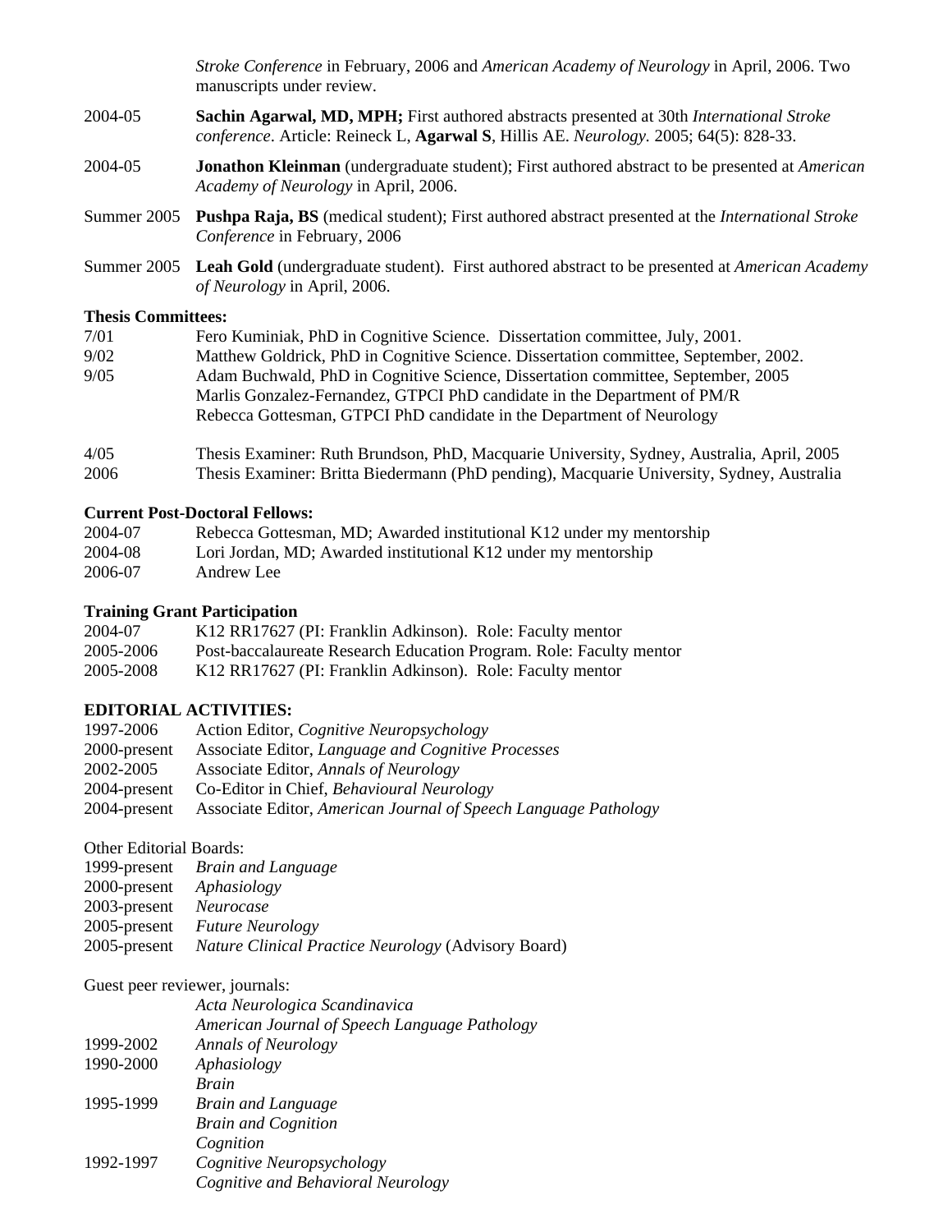*Stroke Conference* in February, 2006 and *American Academy of Neurology* in April, 2006. Two manuscripts under review.

2004-05 **Sachin Agarwal, MD, MPH;** First authored abstracts presented at 30th *International Stroke conference*. Article: Reineck L, **Agarwal S**, Hillis AE. *Neurology.* 2005; 64(5): 828-33.

2004-05 **Jonathon Kleinman** (undergraduate student); First authored abstract to be presented at *American Academy of Neurology* in April, 2006.

Summer 2005 **Pushpa Raja, BS** (medical student); First authored abstract presented at the *International Stroke Conference* in February, 2006

Summer 2005 **Leah Gold** (undergraduate student). First authored abstract to be presented at *American Academy of Neurology* in April, 2006.

**Thesis Committees:**

7/01 Fero Kuminiak, PhD in Cognitive Science. Dissertation committee, July, 2001.
9/02 Matthew Goldrick, PhD in Cognitive Science. Dissertation committee, September, 2002.
9/05 Adam Buchwald, PhD in Cognitive Science, Dissertation committee, September, 2005
Marlis Gonzalez-Fernandez, GTPCI PhD candidate in the Department of PM/R
Rebecca Gottesman, GTPCI PhD candidate in the Department of Neurology

4/05 Thesis Examiner: Ruth Brundson, PhD, Macquarie University, Sydney, Australia, April, 2005
2006 Thesis Examiner: Britta Biedermann (PhD pending), Macquarie University, Sydney, Australia

**Current Post-Doctoral Fellows:**

2004-07 Rebecca Gottesman, MD; Awarded institutional K12 under my mentorship
2004-08 Lori Jordan, MD; Awarded institutional K12 under my mentorship
2006-07 Andrew Lee

**Training Grant Participation**

2004-07 K12 RR17627 (PI: Franklin Adkinson). Role: Faculty mentor
2005-2006 Post-baccalaureate Research Education Program. Role: Faculty mentor
2005-2008 K12 RR17627 (PI: Franklin Adkinson). Role: Faculty mentor

**EDITORIAL ACTIVITIES:**

1997-2006 Action Editor, *Cognitive Neuropsychology*
2000-present Associate Editor, *Language and Cognitive Processes*
2002-2005 Associate Editor, *Annals of Neurology*
2004-present Co-Editor in Chief, *Behavioural Neurology*
2004-present Associate Editor, *American Journal of Speech Language Pathology*

Other Editorial Boards:

1999-present *Brain and Language*
2000-present *Aphasiology*
2003-present *Neurocase*
2005-present *Future Neurology*
2005-present *Nature Clinical Practice Neurology* (Advisory Board)

Guest peer reviewer, journals:

*Acta Neurologica Scandinavica*
*American Journal of Speech Language Pathology*
1999-2002 *Annals of Neurology*
1990-2000 *Aphasiology*
*Brain*
1995-1999 *Brain and Language*
*Brain and Cognition*
*Cognition*
1992-1997 *Cognitive Neuropsychology*
*Cognitive and Behavioral Neurology*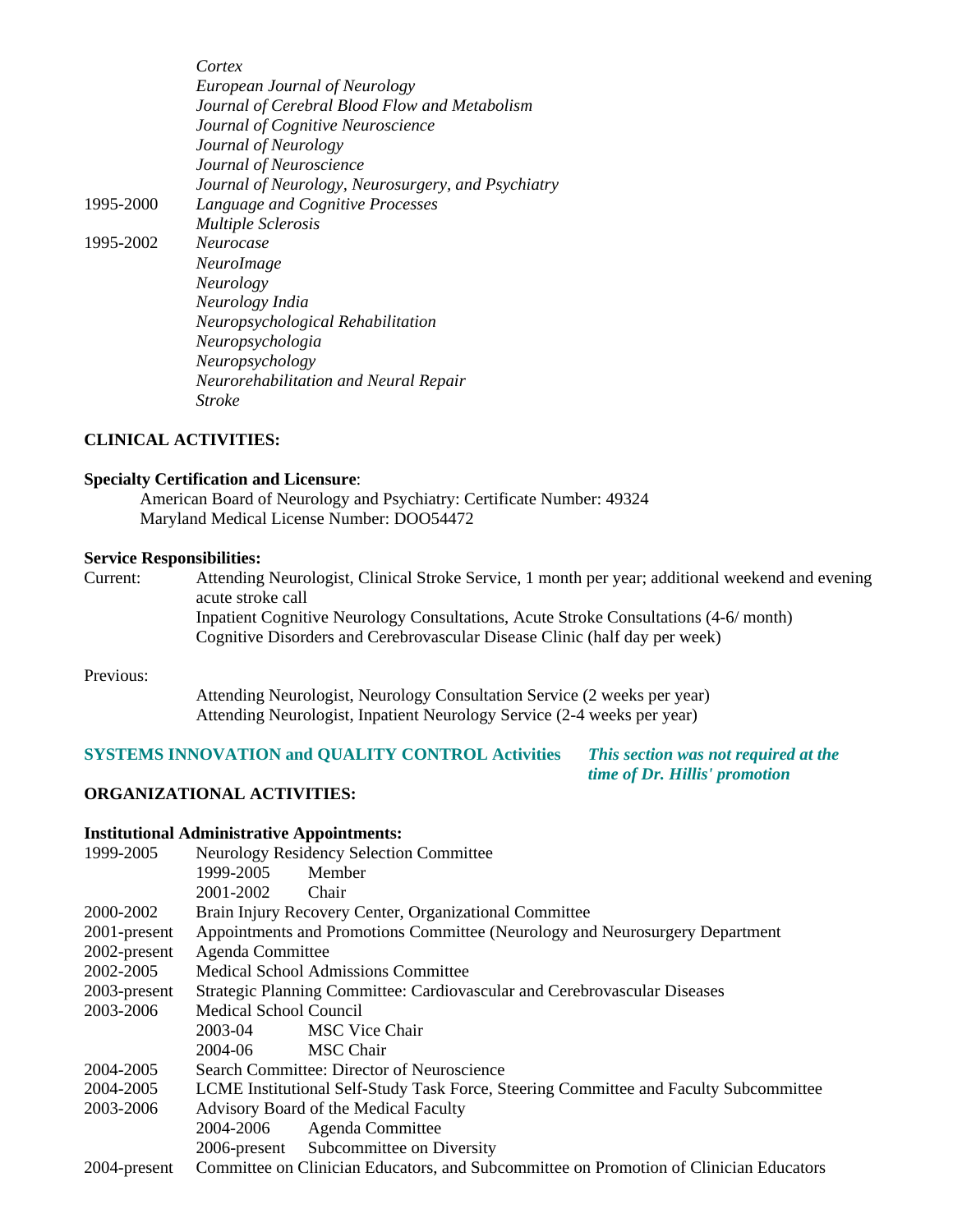| | |
|---|---|
| | *Cortex* |
| | *European Journal of Neurology* |
| | *Journal of Cerebral Blood Flow and Metabolism* |
| | *Journal of Cognitive Neuroscience* |
| | *Journal of Neurology* |
| | *Journal of Neuroscience* |
| | *Journal of Neurology, Neurosurgery, and Psychiatry* |
| 1995-2000 | *Language and Cognitive Processes* |
| | *Multiple Sclerosis* |
| 1995-2002 | *Neurocase* |
| | *NeuroImage* |
| | *Neurology* |
| | *Neurology India* |
| | *Neuropsychological Rehabilitation* |
| | *Neuropsychologia* |
| | *Neuropsychology* |
| | *Neurorehabilitation and Neural Repair* |
| | *Stroke* |

## CLINICAL ACTIVITIES:

**Specialty Certification and Licensure**:

American Board of Neurology and Psychiatry: Certificate Number: 49324
Maryland Medical License Number: DOO54472

**Service Responsibilities:**

Current:
- Attending Neurologist, Clinical Stroke Service, 1 month per year; additional weekend and evening acute stroke call
- Inpatient Cognitive Neurology Consultations, Acute Stroke Consultations (4-6/ month)
- Cognitive Disorders and Cerebrovascular Disease Clinic (half day per week)

Previous:
- Attending Neurologist, Neurology Consultation Service (2 weeks per year)
- Attending Neurologist, Inpatient Neurology Service (2-4 weeks per year)

**SYSTEMS INNOVATION and QUALITY CONTROL Activities** ***This section was not required at the time of Dr. Hillis' promotion***

## ORGANIZATIONAL ACTIVITIES:

**Institutional Administrative Appointments:**

| | |
|---|---|
| 1999-2005 | Neurology Residency Selection Committee |
| | 1999-2005 Member |
| | 2001-2002 Chair |
| 2000-2002 | Brain Injury Recovery Center, Organizational Committee |
| 2001-present | Appointments and Promotions Committee (Neurology and Neurosurgery Department |
| 2002-present | Agenda Committee |
| 2002-2005 | Medical School Admissions Committee |
| 2003-present | Strategic Planning Committee: Cardiovascular and Cerebrovascular Diseases |
| 2003-2006 | Medical School Council |
| | 2003-04 MSC Vice Chair |
| | 2004-06 MSC Chair |
| 2004-2005 | Search Committee: Director of Neuroscience |
| 2004-2005 | LCME Institutional Self-Study Task Force, Steering Committee and Faculty Subcommittee |
| 2003-2006 | Advisory Board of the Medical Faculty |
| | 2004-2006 Agenda Committee |
| | 2006-present Subcommittee on Diversity |
| 2004-present | Committee on Clinician Educators, and Subcommittee on Promotion of Clinician Educators |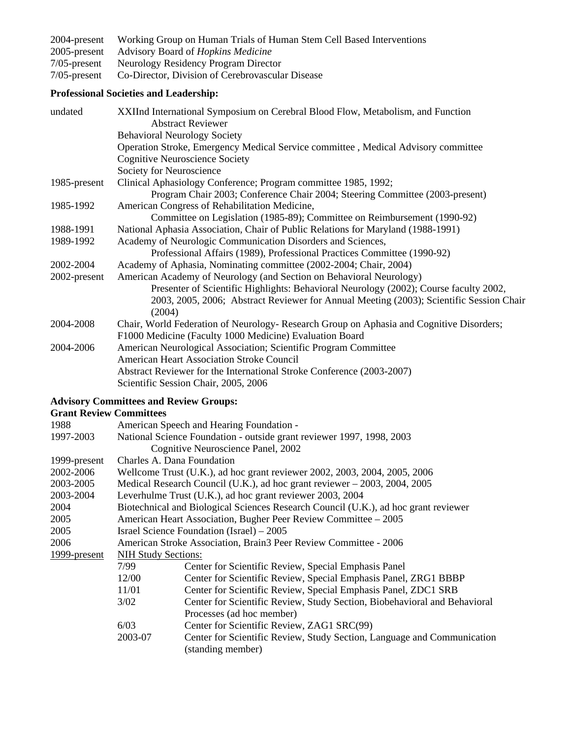2004-present Working Group on Human Trials of Human Stem Cell Based Interventions
2005-present Advisory Board of *Hopkins Medicine*
7/05-present Neurology Residency Program Director
7/05-present Co-Director, Division of Cerebrovascular Disease

**Professional Societies and Leadership:**

| | |
|---|---|
| undated | XXIInd International Symposium on Cerebral Blood Flow, Metabolism, and Function<br>Abstract Reviewer<br>Behavioral Neurology Society<br>Operation Stroke, Emergency Medical Service committee , Medical Advisory committee<br>Cognitive Neuroscience Society<br>Society for Neuroscience |
| 1985-present | Clinical Aphasiology Conference; Program committee 1985, 1992;<br>Program Chair 2003; Conference Chair 2004; Steering Committee (2003-present) |
| 1985-1992 | American Congress of Rehabilitation Medicine,<br>Committee on Legislation (1985-89); Committee on Reimbursement (1990-92) |
| 1988-1991 | National Aphasia Association, Chair of Public Relations for Maryland (1988-1991) |
| 1989-1992 | Academy of Neurologic Communication Disorders and Sciences,<br>Professional Affairs (1989), Professional Practices Committee (1990-92) |
| 2002-2004 | Academy of Aphasia, Nominating committee (2002-2004; Chair, 2004) |
| 2002-present | American Academy of Neurology (and Section on Behavioral Neurology)<br>Presenter of Scientific Highlights: Behavioral Neurology (2002); Course faculty 2002, 2003, 2005, 2006; Abstract Reviewer for Annual Meeting (2003); Scientific Session Chair (2004) |
| 2004-2008 | Chair, World Federation of Neurology- Research Group on Aphasia and Cognitive Disorders;<br>F1000 Medicine (Faculty 1000 Medicine) Evaluation Board |
| 2004-2006 | American Neurological Association; Scientific Program Committee<br>American Heart Association Stroke Council<br>Abstract Reviewer for the International Stroke Conference (2003-2007)<br>Scientific Session Chair, 2005, 2006 |

**Advisory Committees and Review Groups:**
**Grant Review Committees**

| | | |
|---|---|---|
| 1988 | American Speech and Hearing Foundation - | |
| 1997-2003 | National Science Foundation - outside grant reviewer 1997, 1998, 2003<br>Cognitive Neuroscience Panel, 2002 | |
| 1999-present | Charles A. Dana Foundation | |
| 2002-2006 | Wellcome Trust (U.K.), ad hoc grant reviewer 2002, 2003, 2004, 2005, 2006 | |
| 2003-2005 | Medical Research Council (U.K.), ad hoc grant reviewer – 2003, 2004, 2005 | |
| 2003-2004 | Leverhulme Trust (U.K.), ad hoc grant reviewer 2003, 2004 | |
| 2004 | Biotechnical and Biological Sciences Research Council (U.K.), ad hoc grant reviewer | |
| 2005 | American Heart Association, Bugher Peer Review Committee – 2005 | |
| 2005 | Israel Science Foundation (Israel) – 2005 | |
| 2006 | American Stroke Association, Brain3 Peer Review Committee - 2006 | |
| 1999-present | NIH Study Sections: | |
| | 7/99 | Center for Scientific Review, Special Emphasis Panel |
| | 12/00 | Center for Scientific Review, Special Emphasis Panel, ZRG1 BBBP |
| | 11/01 | Center for Scientific Review, Special Emphasis Panel, ZDC1 SRB |
| | 3/02 | Center for Scientific Review, Study Section, Biobehavioral and Behavioral Processes (ad hoc member) |
| | 6/03 | Center for Scientific Review, ZAG1 SRC(99) |
| | 2003-07 | Center for Scientific Review, Study Section, Language and Communication (standing member) |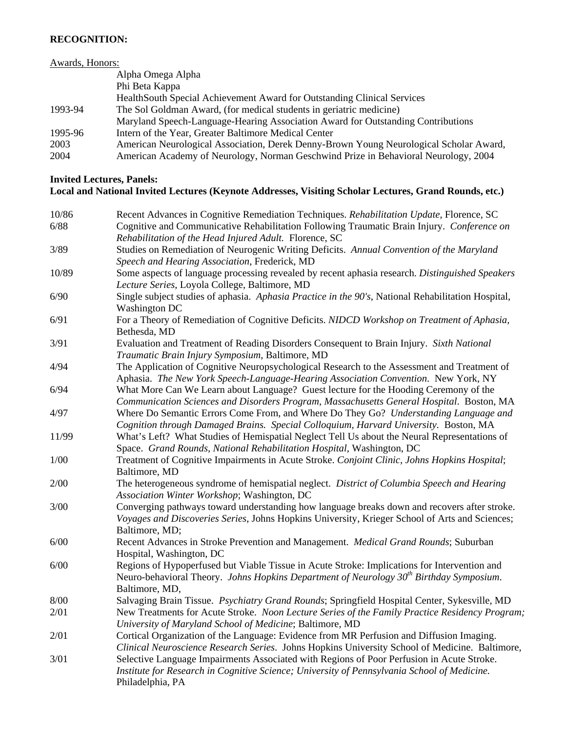**RECOGNITION:**

Awards, Honors:

| | |
|---|---|
| | Alpha Omega Alpha |
| | Phi Beta Kappa |
| | HealthSouth Special Achievement Award for Outstanding Clinical Services |
| 1993-94 | The Sol Goldman Award, (for medical students in geriatric medicine) |
| | Maryland Speech-Language-Hearing Association Award for Outstanding Contributions |
| 1995-96 | Intern of the Year, Greater Baltimore Medical Center |
| 2003 | American Neurological Association, Derek Denny-Brown Young Neurological Scholar Award, |
| 2004 | American Academy of Neurology, Norman Geschwind Prize in Behavioral Neurology, 2004 |

**Invited Lectures, Panels:**
**Local and National Invited Lectures (Keynote Addresses, Visiting Scholar Lectures, Grand Rounds, etc.)**

| | |
|---|---|
| 10/86 | Recent Advances in Cognitive Remediation Techniques. *Rehabilitation Update*, Florence, SC |
| 6/88 | Cognitive and Communicative Rehabilitation Following Traumatic Brain Injury. *Conference on Rehabilitation of the Head Injured Adult.* Florence, SC |
| 3/89 | Studies on Remediation of Neurogenic Writing Deficits. *Annual Convention of the Maryland Speech and Hearing Association*, Frederick, MD |
| 10/89 | Some aspects of language processing revealed by recent aphasia research. *Distinguished Speakers Lecture Series*, Loyola College, Baltimore, MD |
| 6/90 | Single subject studies of aphasia. *Aphasia Practice in the 90's*, National Rehabilitation Hospital, Washington DC |
| 6/91 | For a Theory of Remediation of Cognitive Deficits. *NIDCD Workshop on Treatment of Aphasia*, Bethesda, MD |
| 3/91 | Evaluation and Treatment of Reading Disorders Consequent to Brain Injury. *Sixth National Traumatic Brain Injury Symposium*, Baltimore, MD |
| 4/94 | The Application of Cognitive Neuropsychological Research to the Assessment and Treatment of Aphasia. *The New York Speech-Language-Hearing Association Convention*. New York, NY |
| 6/94 | What More Can We Learn about Language? Guest lecture for the Hooding Ceremony of the *Communication Sciences and Disorders Program, Massachusetts General Hospital*. Boston, MA |
| 4/97 | Where Do Semantic Errors Come From, and Where Do They Go? *Understanding Language and Cognition through Damaged Brains. Special Colloquium, Harvard University*. Boston, MA |
| 11/99 | What's Left? What Studies of Hemispatial Neglect Tell Us about the Neural Representations of Space. *Grand Rounds, National Rehabilitation Hospital*, Washington, DC |
| 1/00 | Treatment of Cognitive Impairments in Acute Stroke. *Conjoint Clinic, Johns Hopkins Hospital*; Baltimore, MD |
| 2/00 | The heterogeneous syndrome of hemispatial neglect. *District of Columbia Speech and Hearing Association Winter Workshop*; Washington, DC |
| 3/00 | Converging pathways toward understanding how language breaks down and recovers after stroke. *Voyages and Discoveries Series*, Johns Hopkins University, Krieger School of Arts and Sciences; Baltimore, MD; |
| 6/00 | Recent Advances in Stroke Prevention and Management. *Medical Grand Rounds*; Suburban Hospital, Washington, DC |
| 6/00 | Regions of Hypoperfused but Viable Tissue in Acute Stroke: Implications for Intervention and Neuro-behavioral Theory. *Johns Hopkins Department of Neurology 30th Birthday Symposium*. Baltimore, MD, |
| 8/00 | Salvaging Brain Tissue. *Psychiatry Grand Rounds*; Springfield Hospital Center, Sykesville, MD |
| 2/01 | New Treatments for Acute Stroke. *Noon Lecture Series of the Family Practice Residency Program; University of Maryland School of Medicine*; Baltimore, MD |
| 2/01 | Cortical Organization of the Language: Evidence from MR Perfusion and Diffusion Imaging. *Clinical Neuroscience Research Series*. Johns Hopkins University School of Medicine. Baltimore, |
| 3/01 | Selective Language Impairments Associated with Regions of Poor Perfusion in Acute Stroke. *Institute for Research in Cognitive Science; University of Pennsylvania School of Medicine.* Philadelphia, PA |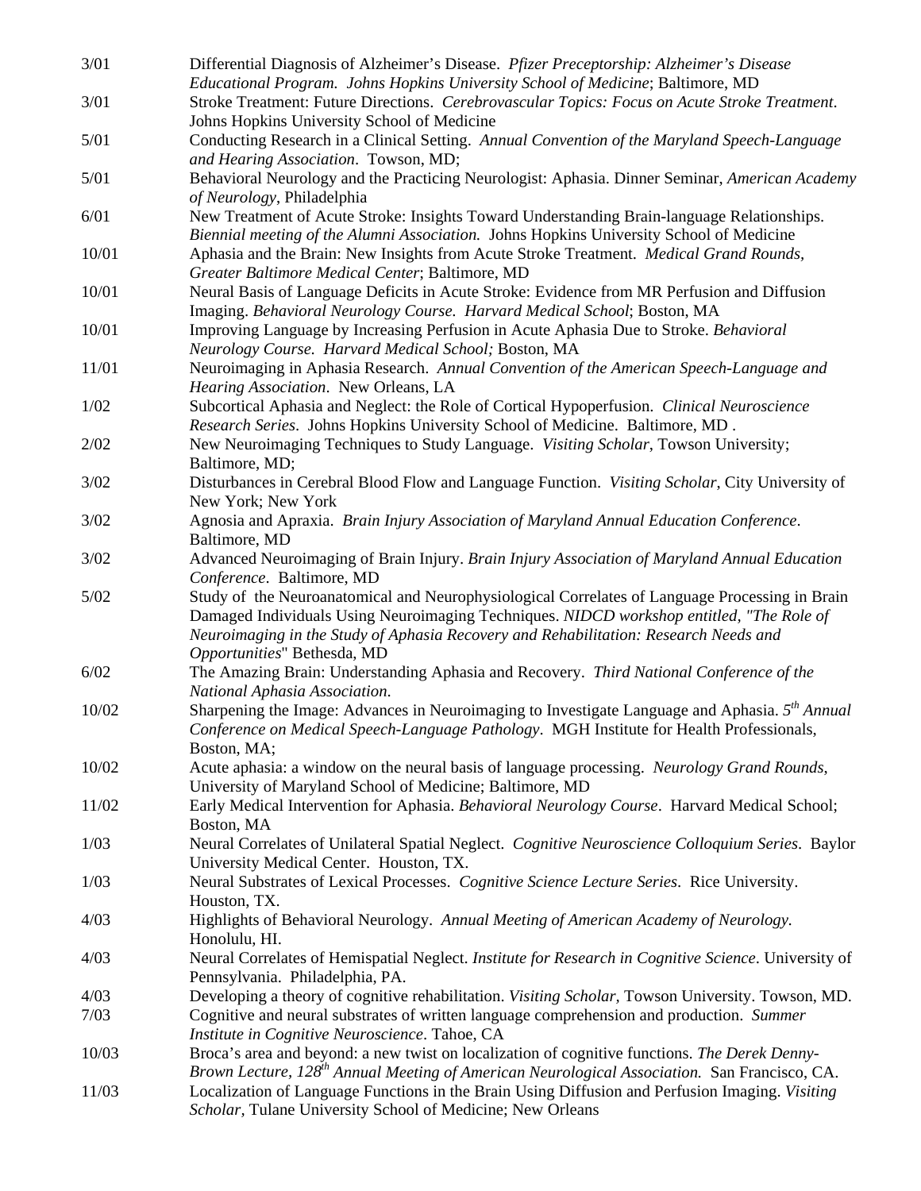3/01 Differential Diagnosis of Alzheimer's Disease. *Pfizer Preceptorship: Alzheimer's Disease Educational Program. Johns Hopkins University School of Medicine*; Baltimore, MD

3/01 Stroke Treatment: Future Directions. *Cerebrovascular Topics: Focus on Acute Stroke Treatment*. Johns Hopkins University School of Medicine

5/01 Conducting Research in a Clinical Setting. *Annual Convention of the Maryland Speech-Language and Hearing Association*. Towson, MD;

5/01 Behavioral Neurology and the Practicing Neurologist: Aphasia. Dinner Seminar, *American Academy of Neurology*, Philadelphia

6/01 New Treatment of Acute Stroke: Insights Toward Understanding Brain-language Relationships. *Biennial meeting of the Alumni Association.* Johns Hopkins University School of Medicine

10/01 Aphasia and the Brain: New Insights from Acute Stroke Treatment. *Medical Grand Rounds, Greater Baltimore Medical Center*; Baltimore, MD

10/01 Neural Basis of Language Deficits in Acute Stroke: Evidence from MR Perfusion and Diffusion Imaging. *Behavioral Neurology Course. Harvard Medical School*; Boston, MA

10/01 Improving Language by Increasing Perfusion in Acute Aphasia Due to Stroke. *Behavioral Neurology Course. Harvard Medical School;* Boston, MA

11/01 Neuroimaging in Aphasia Research. *Annual Convention of the American Speech-Language and Hearing Association*. New Orleans, LA

1/02 Subcortical Aphasia and Neglect: the Role of Cortical Hypoperfusion. *Clinical Neuroscience Research Series*. Johns Hopkins University School of Medicine. Baltimore, MD .

2/02 New Neuroimaging Techniques to Study Language. *Visiting Scholar*, Towson University; Baltimore, MD;

3/02 Disturbances in Cerebral Blood Flow and Language Function. *Visiting Scholar*, City University of New York; New York

3/02 Agnosia and Apraxia. *Brain Injury Association of Maryland Annual Education Conference*. Baltimore, MD

3/02 Advanced Neuroimaging of Brain Injury. *Brain Injury Association of Maryland Annual Education Conference*. Baltimore, MD

5/02 Study of the Neuroanatomical and Neurophysiological Correlates of Language Processing in Brain Damaged Individuals Using Neuroimaging Techniques. *NIDCD workshop entitled, "The Role of Neuroimaging in the Study of Aphasia Recovery and Rehabilitation: Research Needs and Opportunities*" Bethesda, MD

6/02 The Amazing Brain: Understanding Aphasia and Recovery. *Third National Conference of the National Aphasia Association*.

10/02 Sharpening the Image: Advances in Neuroimaging to Investigate Language and Aphasia. *5th Annual Conference on Medical Speech-Language Pathology*. MGH Institute for Health Professionals, Boston, MA;

10/02 Acute aphasia: a window on the neural basis of language processing. *Neurology Grand Rounds*, University of Maryland School of Medicine; Baltimore, MD

11/02 Early Medical Intervention for Aphasia. *Behavioral Neurology Course*. Harvard Medical School; Boston, MA

1/03 Neural Correlates of Unilateral Spatial Neglect. *Cognitive Neuroscience Colloquium Series*. Baylor University Medical Center. Houston, TX.

1/03 Neural Substrates of Lexical Processes. *Cognitive Science Lecture Series*. Rice University. Houston, TX.

4/03 Highlights of Behavioral Neurology. *Annual Meeting of American Academy of Neurology.* Honolulu, HI.

4/03 Neural Correlates of Hemispatial Neglect. *Institute for Research in Cognitive Science*. University of Pennsylvania. Philadelphia, PA.

4/03 Developing a theory of cognitive rehabilitation. *Visiting Scholar*, Towson University. Towson, MD.

7/03 Cognitive and neural substrates of written language comprehension and production. *Summer Institute in Cognitive Neuroscience*. Tahoe, CA

10/03 Broca's area and beyond: a new twist on localization of cognitive functions. *The Derek Denny-Brown Lecture, 128th Annual Meeting of American Neurological Association.* San Francisco, CA.

11/03 Localization of Language Functions in the Brain Using Diffusion and Perfusion Imaging. *Visiting Scholar,* Tulane University School of Medicine; New Orleans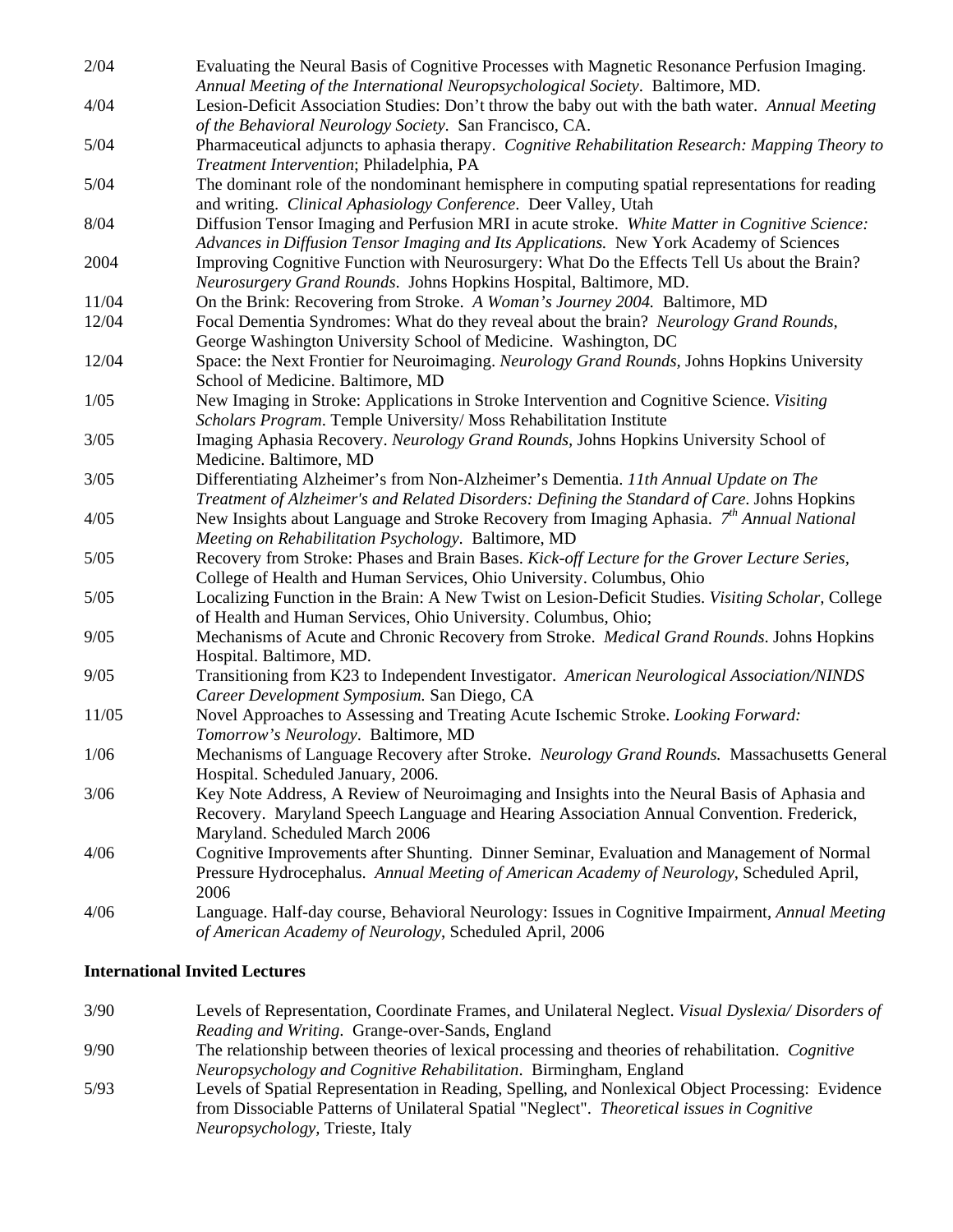| | |
|---|---|
| 2/04 | Evaluating the Neural Basis of Cognitive Processes with Magnetic Resonance Perfusion Imaging. *Annual Meeting of the International Neuropsychological Society*. Baltimore, MD. |
| 4/04 | Lesion-Deficit Association Studies: Don't throw the baby out with the bath water. *Annual Meeting of the Behavioral Neurology Society*. San Francisco, CA. |
| 5/04 | Pharmaceutical adjuncts to aphasia therapy. *Cognitive Rehabilitation Research: Mapping Theory to Treatment Intervention*; Philadelphia, PA |
| 5/04 | The dominant role of the nondominant hemisphere in computing spatial representations for reading and writing. *Clinical Aphasiology Conference*. Deer Valley, Utah |
| 8/04 | Diffusion Tensor Imaging and Perfusion MRI in acute stroke. *White Matter in Cognitive Science: Advances in Diffusion Tensor Imaging and Its Applications.* New York Academy of Sciences |
| 2004 | Improving Cognitive Function with Neurosurgery: What Do the Effects Tell Us about the Brain? *Neurosurgery Grand Rounds*. Johns Hopkins Hospital, Baltimore, MD. |
| 11/04 | On the Brink: Recovering from Stroke. *A Woman's Journey 2004.* Baltimore, MD |
| 12/04 | Focal Dementia Syndromes: What do they reveal about the brain? *Neurology Grand Rounds,* George Washington University School of Medicine. Washington, DC |
| 12/04 | Space: the Next Frontier for Neuroimaging. *Neurology Grand Rounds*, Johns Hopkins University School of Medicine. Baltimore, MD |
| 1/05 | New Imaging in Stroke: Applications in Stroke Intervention and Cognitive Science. *Visiting Scholars Program*. Temple University/ Moss Rehabilitation Institute |
| 3/05 | Imaging Aphasia Recovery. *Neurology Grand Rounds,* Johns Hopkins University School of Medicine. Baltimore, MD |
| 3/05 | Differentiating Alzheimer's from Non-Alzheimer's Dementia. *11th Annual Update on The Treatment of Alzheimer's and Related Disorders: Defining the Standard of Care*. Johns Hopkins |
| 4/05 | New Insights about Language and Stroke Recovery from Imaging Aphasia. *7th Annual National Meeting on Rehabilitation Psychology*. Baltimore, MD |
| 5/05 | Recovery from Stroke: Phases and Brain Bases. *Kick-off Lecture for the Grover Lecture Series,* College of Health and Human Services, Ohio University. Columbus, Ohio |
| 5/05 | Localizing Function in the Brain: A New Twist on Lesion-Deficit Studies. *Visiting Scholar,* College of Health and Human Services, Ohio University. Columbus, Ohio; |
| 9/05 | Mechanisms of Acute and Chronic Recovery from Stroke. *Medical Grand Rounds*. Johns Hopkins Hospital. Baltimore, MD. |
| 9/05 | Transitioning from K23 to Independent Investigator. *American Neurological Association/NINDS Career Development Symposium.* San Diego, CA |
| 11/05 | Novel Approaches to Assessing and Treating Acute Ischemic Stroke. *Looking Forward: Tomorrow's Neurology*. Baltimore, MD |
| 1/06 | Mechanisms of Language Recovery after Stroke. *Neurology Grand Rounds.* Massachusetts General Hospital. Scheduled January, 2006. |
| 3/06 | Key Note Address, A Review of Neuroimaging and Insights into the Neural Basis of Aphasia and Recovery. Maryland Speech Language and Hearing Association Annual Convention. Frederick, Maryland. Scheduled March 2006 |
| 4/06 | Cognitive Improvements after Shunting. Dinner Seminar, Evaluation and Management of Normal Pressure Hydrocephalus. *Annual Meeting of American Academy of Neurology*, Scheduled April, 2006 |
| 4/06 | Language. Half-day course, Behavioral Neurology: Issues in Cognitive Impairment, *Annual Meeting of American Academy of Neurology*, Scheduled April, 2006 |

**International Invited Lectures**

| | |
|---|---|
| 3/90 | Levels of Representation, Coordinate Frames, and Unilateral Neglect. *Visual Dyslexia/ Disorders of Reading and Writing*. Grange-over-Sands, England |
| 9/90 | The relationship between theories of lexical processing and theories of rehabilitation. *Cognitive Neuropsychology and Cognitive Rehabilitation*. Birmingham, England |
| 5/93 | Levels of Spatial Representation in Reading, Spelling, and Nonlexical Object Processing: Evidence from Dissociable Patterns of Unilateral Spatial "Neglect". *Theoretical issues in Cognitive Neuropsychology,* Trieste, Italy |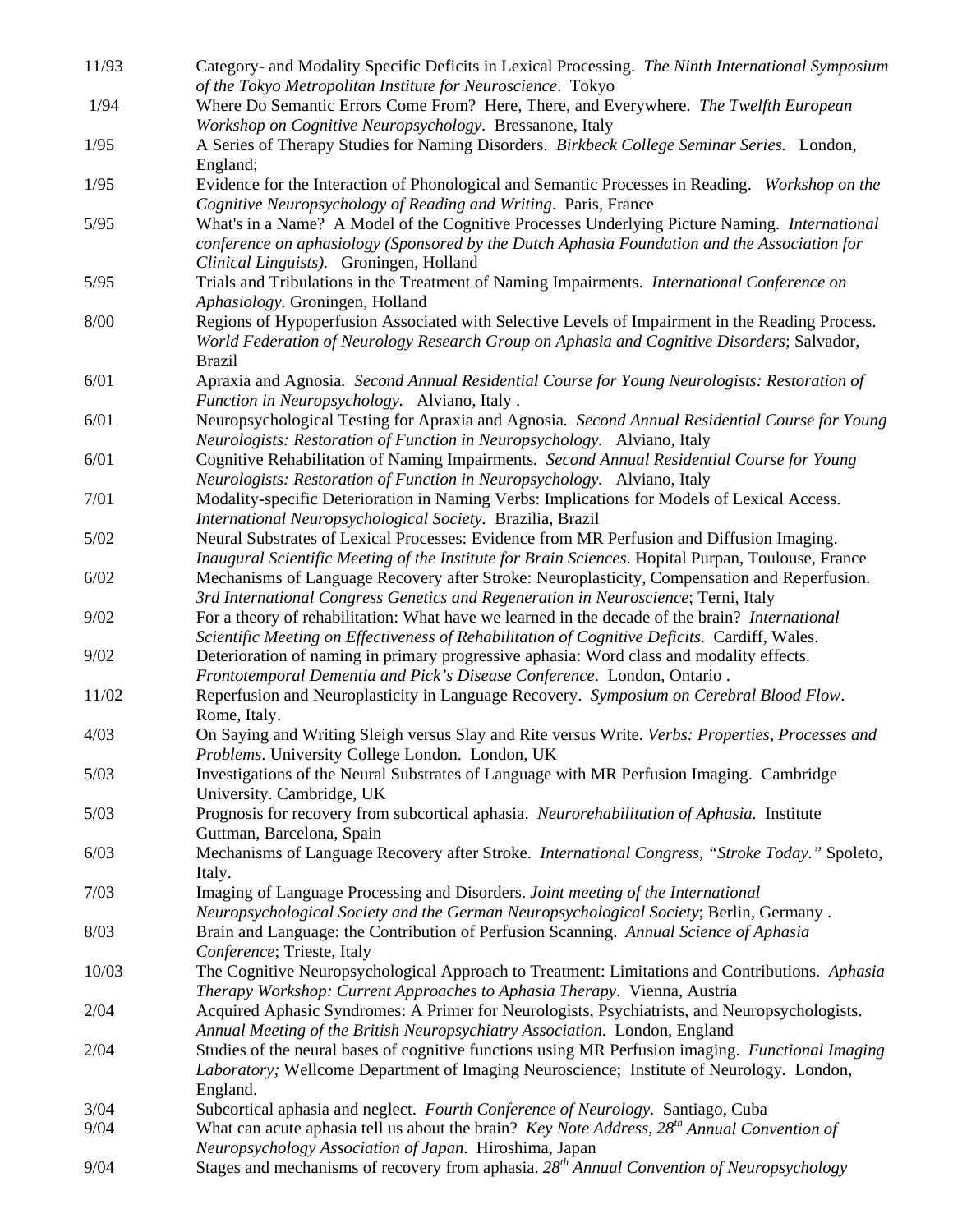| | |
|---|---|
| 11/93 | Category- and Modality Specific Deficits in Lexical Processing. *The Ninth International Symposium of the Tokyo Metropolitan Institute for Neuroscience*. Tokyo |
| 1/94 | Where Do Semantic Errors Come From? Here, There, and Everywhere. *The Twelfth European Workshop on Cognitive Neuropsychology*. Bressanone, Italy |
| 1/95 | A Series of Therapy Studies for Naming Disorders. *Birkbeck College Seminar Series.* London, England; |
| 1/95 | Evidence for the Interaction of Phonological and Semantic Processes in Reading. *Workshop on the Cognitive Neuropsychology of Reading and Writing*. Paris, France |
| 5/95 | What's in a Name? A Model of the Cognitive Processes Underlying Picture Naming. *International conference on aphasiology (Sponsored by the Dutch Aphasia Foundation and the Association for Clinical Linguists).* Groningen, Holland |
| 5/95 | Trials and Tribulations in the Treatment of Naming Impairments. *International Conference on Aphasiology*. Groningen, Holland |
| 8/00 | Regions of Hypoperfusion Associated with Selective Levels of Impairment in the Reading Process. *World Federation of Neurology Research Group on Aphasia and Cognitive Disorders*; Salvador, Brazil |
| 6/01 | Apraxia and Agnosia. *Second Annual Residential Course for Young Neurologists: Restoration of Function in Neuropsychology.* Alviano, Italy . |
| 6/01 | Neuropsychological Testing for Apraxia and Agnosia. *Second Annual Residential Course for Young Neurologists: Restoration of Function in Neuropsychology.* Alviano, Italy |
| 6/01 | Cognitive Rehabilitation of Naming Impairments. *Second Annual Residential Course for Young Neurologists: Restoration of Function in Neuropsychology.* Alviano, Italy |
| 7/01 | Modality-specific Deterioration in Naming Verbs: Implications for Models of Lexical Access. *International Neuropsychological Society.* Brazilia, Brazil |
| 5/02 | Neural Substrates of Lexical Processes: Evidence from MR Perfusion and Diffusion Imaging. *Inaugural Scientific Meeting of the Institute for Brain Sciences*. Hopital Purpan, Toulouse, France |
| 6/02 | Mechanisms of Language Recovery after Stroke: Neuroplasticity, Compensation and Reperfusion. *3rd International Congress Genetics and Regeneration in Neuroscience*; Terni, Italy |
| 9/02 | For a theory of rehabilitation: What have we learned in the decade of the brain? *International Scientific Meeting on Effectiveness of Rehabilitation of Cognitive Deficits*. Cardiff, Wales. |
| 9/02 | Deterioration of naming in primary progressive aphasia: Word class and modality effects. *Frontotemporal Dementia and Pick's Disease Conference*. London, Ontario . |
| 11/02 | Reperfusion and Neuroplasticity in Language Recovery. *Symposium on Cerebral Blood Flow*. Rome, Italy. |
| 4/03 | On Saying and Writing Sleigh versus Slay and Rite versus Write. *Verbs: Properties, Processes and Problems*. University College London. London, UK |
| 5/03 | Investigations of the Neural Substrates of Language with MR Perfusion Imaging. Cambridge University. Cambridge, UK |
| 5/03 | Prognosis for recovery from subcortical aphasia. *Neurorehabilitation of Aphasia.* Institute Guttman, Barcelona, Spain |
| 6/03 | Mechanisms of Language Recovery after Stroke. *International Congress, "Stroke Today."* Spoleto, Italy. |
| 7/03 | Imaging of Language Processing and Disorders. *Joint meeting of the International Neuropsychological Society and the German Neuropsychological Society*; Berlin, Germany . |
| 8/03 | Brain and Language: the Contribution of Perfusion Scanning. *Annual Science of Aphasia Conference*; Trieste, Italy |
| 10/03 | The Cognitive Neuropsychological Approach to Treatment: Limitations and Contributions. *Aphasia Therapy Workshop: Current Approaches to Aphasia Therapy*. Vienna, Austria |
| 2/04 | Acquired Aphasic Syndromes: A Primer for Neurologists, Psychiatrists, and Neuropsychologists. *Annual Meeting of the British Neuropsychiatry Association*. London, England |
| 2/04 | Studies of the neural bases of cognitive functions using MR Perfusion imaging. *Functional Imaging Laboratory;* Wellcome Department of Imaging Neuroscience; Institute of Neurology. London, England. |
| 3/04 | Subcortical aphasia and neglect. *Fourth Conference of Neurology*. Santiago, Cuba |
| 9/04 | What can acute aphasia tell us about the brain? *Key Note Address, 28th Annual Convention of Neuropsychology Association of Japan*. Hiroshima, Japan |
| 9/04 | Stages and mechanisms of recovery from aphasia. *28th Annual Convention of Neuropsychology* |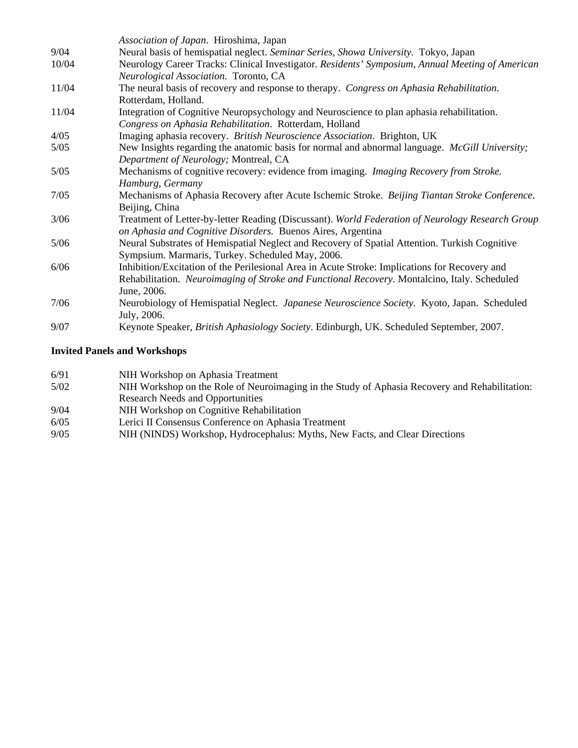*Association of Japan*. Hiroshima, Japan

| | |
|---|---|
| 9/04 | Neural basis of hemispatial neglect. *Seminar Series, Showa University*. Tokyo, Japan |
| 10/04 | Neurology Career Tracks: Clinical Investigator. *Residents' Symposium, Annual Meeting of American Neurological Association.* Toronto, CA |
| 11/04 | The neural basis of recovery and response to therapy. *Congress on Aphasia Rehabilitation*. Rotterdam, Holland. |
| 11/04 | Integration of Cognitive Neuropsychology and Neuroscience to plan aphasia rehabilitation. *Congress on Aphasia Rehabilitation*. Rotterdam, Holland |
| 4/05 | Imaging aphasia recovery. *British Neuroscience Association*. Brighton, UK |
| 5/05 | New Insights regarding the anatomic basis for normal and abnormal language. *McGill University; Department of Neurology;* Montreal, CA |
| 5/05 | Mechanisms of cognitive recovery: evidence from imaging. *Imaging Recovery from Stroke. Hamburg, Germany* |
| 7/05 | Mechanisms of Aphasia Recovery after Acute Ischemic Stroke. *Beijing Tiantan Stroke Conference*. Beijing, China |
| 3/06 | Treatment of Letter-by-letter Reading (Discussant). *World Federation of Neurology Research Group on Aphasia and Cognitive Disorders.* Buenos Aires, Argentina |
| 5/06 | Neural Substrates of Hemispatial Neglect and Recovery of Spatial Attention. Turkish Cognitive Sympsium. Marmaris, Turkey. Scheduled May, 2006. |
| 6/06 | Inhibition/Excitation of the Perilesional Area in Acute Stroke: Implications for Recovery and Rehabilitation. *Neuroimaging of Stroke and Functional Recovery.* Montalcino, Italy. Scheduled June, 2006. |
| 7/06 | Neurobiology of Hemispatial Neglect. *Japanese Neuroscience Society.* Kyoto, Japan. Scheduled July, 2006. |
| 9/07 | Keynote Speaker, *British Aphasiology Society*. Edinburgh, UK. Scheduled September, 2007. |

**Invited Panels and Workshops**

| | |
|---|---|
| 6/91 | NIH Workshop on Aphasia Treatment |
| 5/02 | NIH Workshop on the Role of Neuroimaging in the Study of Aphasia Recovery and Rehabilitation: Research Needs and Opportunities |
| 9/04 | NIH Workshop on Cognitive Rehabilitation |
| 6/05 | Lerici II Consensus Conference on Aphasia Treatment |
| 9/05 | NIH (NINDS) Workshop, Hydrocephalus: Myths, New Facts, and Clear Directions |